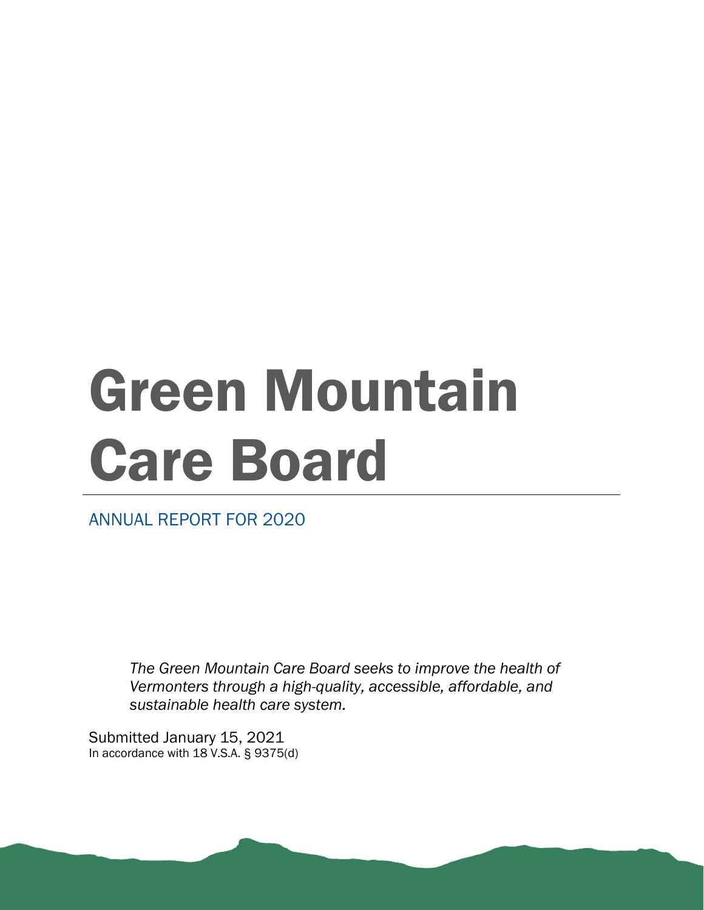# Green Mountain Care Board

ANNUAL REPORT FOR 2020

*The Green Mountain Care Board seeks to improve the health of Vermonters through a high-quality, accessible, affordable, and sustainable health care system.*

Submitted January 15, 2021
In accordance with 18 V.S.A. § 9375(d)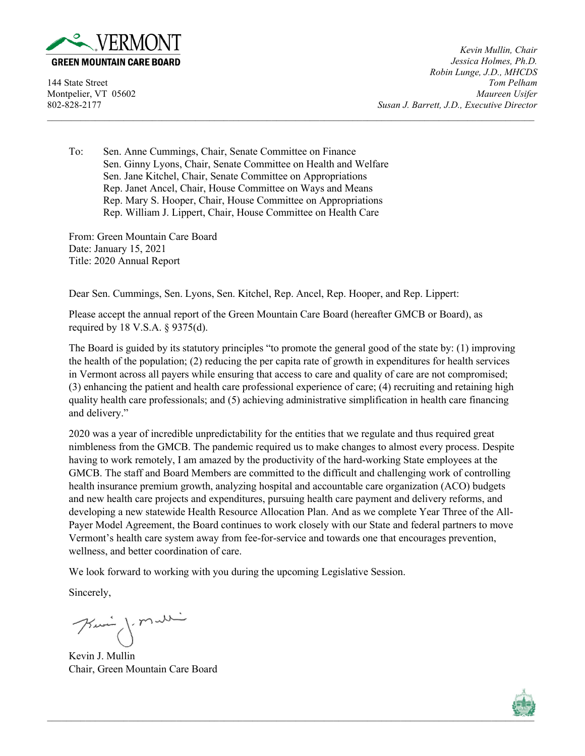**VERMONT**
**GREEN MOUNTAIN CARE BOARD**

144 State Street
Montpelier, VT 05602
802-828-2177

*Kevin Mullin, Chair*
*Jessica Holmes, Ph.D.*
*Robin Lunge, J.D., MHCDS*
*Tom Pelham*
*Maureen Usifer*
*Susan J. Barrett, J.D., Executive Director*

---

To: Sen. Anne Cummings, Chair, Senate Committee on Finance
Sen. Ginny Lyons, Chair, Senate Committee on Health and Welfare
Sen. Jane Kitchel, Chair, Senate Committee on Appropriations
Rep. Janet Ancel, Chair, House Committee on Ways and Means
Rep. Mary S. Hooper, Chair, House Committee on Appropriations
Rep. William J. Lippert, Chair, House Committee on Health Care

From: Green Mountain Care Board
Date: January 15, 2021
Title: 2020 Annual Report

Dear Sen. Cummings, Sen. Lyons, Sen. Kitchel, Rep. Ancel, Rep. Hooper, and Rep. Lippert:

Please accept the annual report of the Green Mountain Care Board (hereafter GMCB or Board), as required by 18 V.S.A. § 9375(d).

The Board is guided by its statutory principles "to promote the general good of the state by: (1) improving the health of the population; (2) reducing the per capita rate of growth in expenditures for health services in Vermont across all payers while ensuring that access to care and quality of care are not compromised; (3) enhancing the patient and health care professional experience of care; (4) recruiting and retaining high quality health care professionals; and (5) achieving administrative simplification in health care financing and delivery."

2020 was a year of incredible unpredictability for the entities that we regulate and thus required great nimbleness from the GMCB. The pandemic required us to make changes to almost every process. Despite having to work remotely, I am amazed by the productivity of the hard-working State employees at the GMCB. The staff and Board Members are committed to the difficult and challenging work of controlling health insurance premium growth, analyzing hospital and accountable care organization (ACO) budgets and new health care projects and expenditures, pursuing health care payment and delivery reforms, and developing a new statewide Health Resource Allocation Plan. And as we complete Year Three of the All-Payer Model Agreement, the Board continues to work closely with our State and federal partners to move Vermont's health care system away from fee-for-service and towards one that encourages prevention, wellness, and better coordination of care.

We look forward to working with you during the upcoming Legislative Session.

Sincerely,

Kevin J. Mullin
Chair, Green Mountain Care Board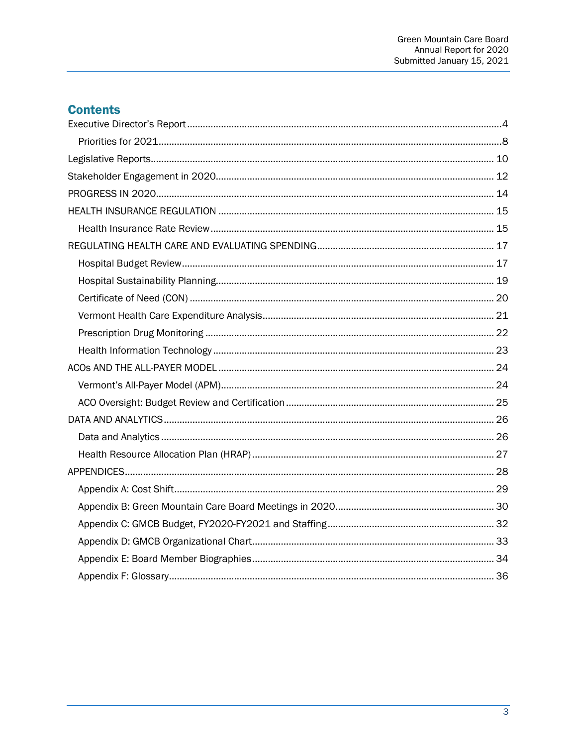## Contents

- Executive Director's Report ... 4
  - Priorities for 2021 ... 8
- Legislative Reports ... 10
- Stakeholder Engagement in 2020 ... 12
- PROGRESS IN 2020 ... 14
- HEALTH INSURANCE REGULATION ... 15
  - Health Insurance Rate Review ... 15
- REGULATING HEALTH CARE AND EVALUATING SPENDING ... 17
  - Hospital Budget Review ... 17
  - Hospital Sustainability Planning ... 19
  - Certificate of Need (CON) ... 20
  - Vermont Health Care Expenditure Analysis ... 21
  - Prescription Drug Monitoring ... 22
  - Health Information Technology ... 23
- ACOs AND THE ALL-PAYER MODEL ... 24
  - Vermont's All-Payer Model (APM) ... 24
  - ACO Oversight: Budget Review and Certification ... 25
- DATA AND ANALYTICS ... 26
  - Data and Analytics ... 26
  - Health Resource Allocation Plan (HRAP) ... 27
- APPENDICES ... 28
  - Appendix A: Cost Shift ... 29
  - Appendix B: Green Mountain Care Board Meetings in 2020 ... 30
  - Appendix C: GMCB Budget, FY2020-FY2021 and Staffing ... 32
  - Appendix D: GMCB Organizational Chart ... 33
  - Appendix E: Board Member Biographies ... 34
  - Appendix F: Glossary ... 36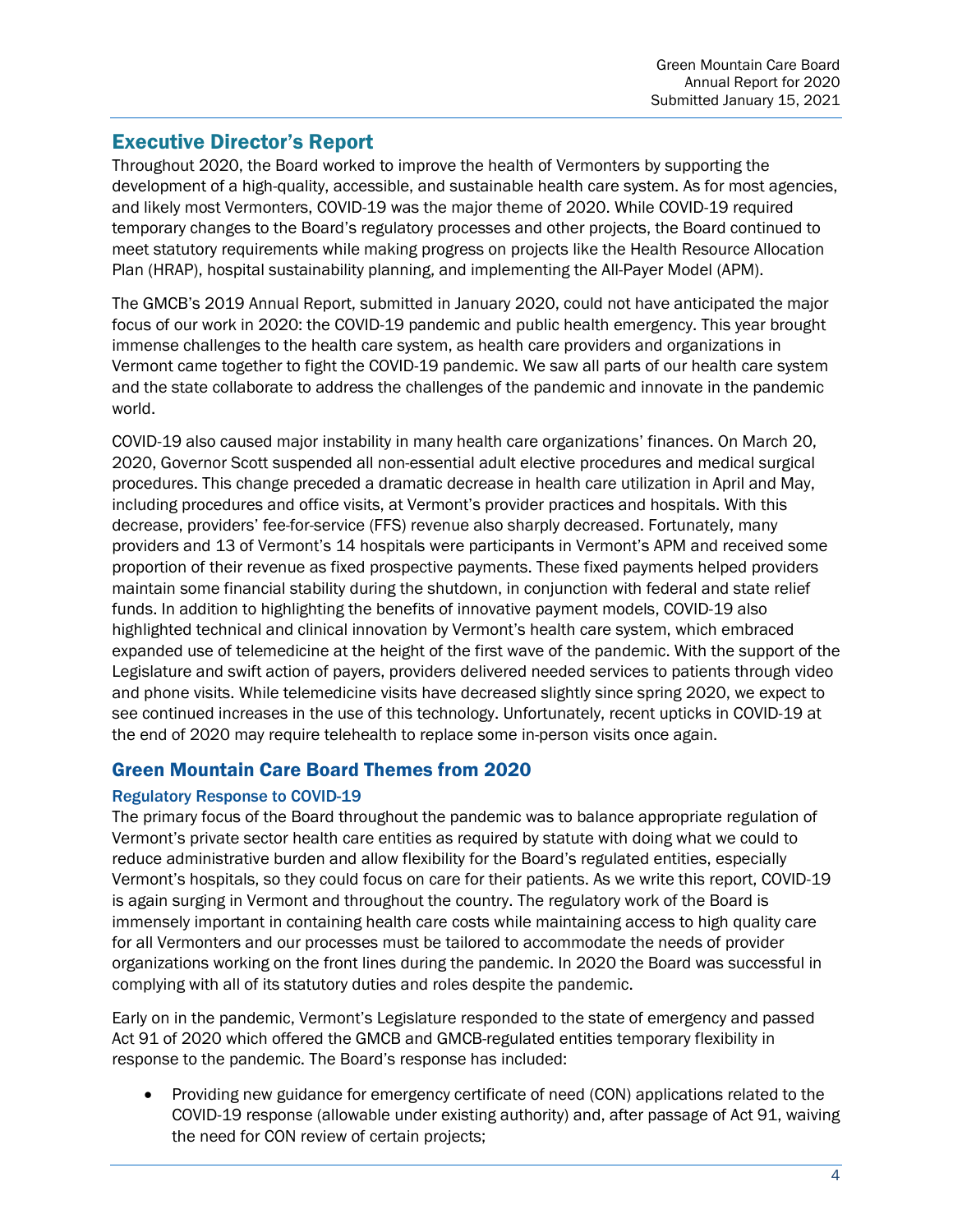## Executive Director's Report

Throughout 2020, the Board worked to improve the health of Vermonters by supporting the development of a high-quality, accessible, and sustainable health care system. As for most agencies, and likely most Vermonters, COVID-19 was the major theme of 2020. While COVID-19 required temporary changes to the Board's regulatory processes and other projects, the Board continued to meet statutory requirements while making progress on projects like the Health Resource Allocation Plan (HRAP), hospital sustainability planning, and implementing the All-Payer Model (APM).

The GMCB's 2019 Annual Report, submitted in January 2020, could not have anticipated the major focus of our work in 2020: the COVID-19 pandemic and public health emergency. This year brought immense challenges to the health care system, as health care providers and organizations in Vermont came together to fight the COVID-19 pandemic. We saw all parts of our health care system and the state collaborate to address the challenges of the pandemic and innovate in the pandemic world.

COVID-19 also caused major instability in many health care organizations' finances. On March 20, 2020, Governor Scott suspended all non-essential adult elective procedures and medical surgical procedures. This change preceded a dramatic decrease in health care utilization in April and May, including procedures and office visits, at Vermont's provider practices and hospitals. With this decrease, providers' fee-for-service (FFS) revenue also sharply decreased. Fortunately, many providers and 13 of Vermont's 14 hospitals were participants in Vermont's APM and received some proportion of their revenue as fixed prospective payments. These fixed payments helped providers maintain some financial stability during the shutdown, in conjunction with federal and state relief funds. In addition to highlighting the benefits of innovative payment models, COVID-19 also highlighted technical and clinical innovation by Vermont's health care system, which embraced expanded use of telemedicine at the height of the first wave of the pandemic. With the support of the Legislature and swift action of payers, providers delivered needed services to patients through video and phone visits. While telemedicine visits have decreased slightly since spring 2020, we expect to see continued increases in the use of this technology. Unfortunately, recent upticks in COVID-19 at the end of 2020 may require telehealth to replace some in-person visits once again.

## Green Mountain Care Board Themes from 2020

### Regulatory Response to COVID-19

The primary focus of the Board throughout the pandemic was to balance appropriate regulation of Vermont's private sector health care entities as required by statute with doing what we could to reduce administrative burden and allow flexibility for the Board's regulated entities, especially Vermont's hospitals, so they could focus on care for their patients. As we write this report, COVID-19 is again surging in Vermont and throughout the country. The regulatory work of the Board is immensely important in containing health care costs while maintaining access to high quality care for all Vermonters and our processes must be tailored to accommodate the needs of provider organizations working on the front lines during the pandemic. In 2020 the Board was successful in complying with all of its statutory duties and roles despite the pandemic.

Early on in the pandemic, Vermont's Legislature responded to the state of emergency and passed Act 91 of 2020 which offered the GMCB and GMCB-regulated entities temporary flexibility in response to the pandemic. The Board's response has included:

- Providing new guidance for emergency certificate of need (CON) applications related to the COVID-19 response (allowable under existing authority) and, after passage of Act 91, waiving the need for CON review of certain projects;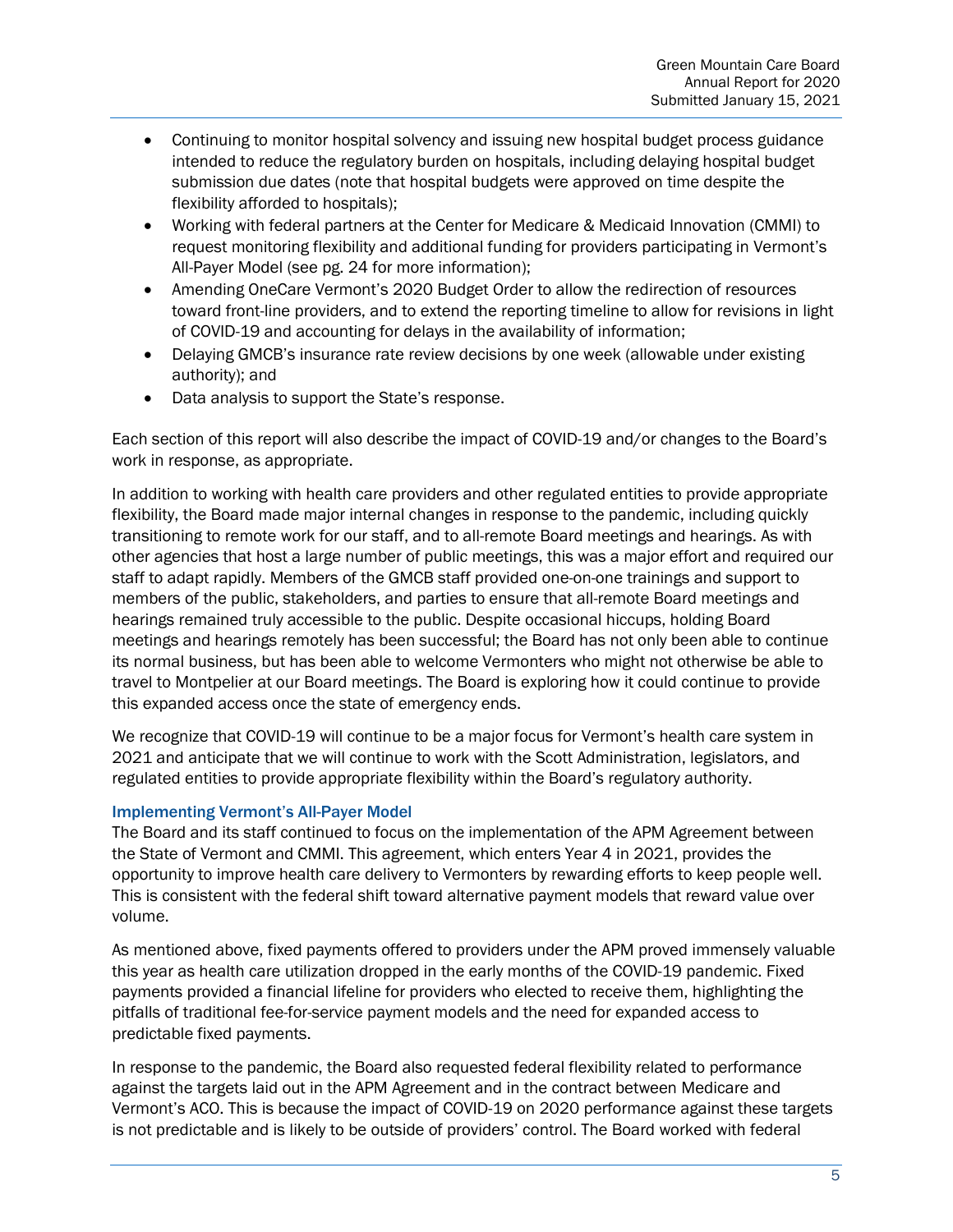- Continuing to monitor hospital solvency and issuing new hospital budget process guidance intended to reduce the regulatory burden on hospitals, including delaying hospital budget submission due dates (note that hospital budgets were approved on time despite the flexibility afforded to hospitals);
- Working with federal partners at the Center for Medicare & Medicaid Innovation (CMMI) to request monitoring flexibility and additional funding for providers participating in Vermont's All-Payer Model (see pg. 24 for more information);
- Amending OneCare Vermont's 2020 Budget Order to allow the redirection of resources toward front-line providers, and to extend the reporting timeline to allow for revisions in light of COVID-19 and accounting for delays in the availability of information;
- Delaying GMCB's insurance rate review decisions by one week (allowable under existing authority); and
- Data analysis to support the State's response.

Each section of this report will also describe the impact of COVID-19 and/or changes to the Board's work in response, as appropriate.

In addition to working with health care providers and other regulated entities to provide appropriate flexibility, the Board made major internal changes in response to the pandemic, including quickly transitioning to remote work for our staff, and to all-remote Board meetings and hearings. As with other agencies that host a large number of public meetings, this was a major effort and required our staff to adapt rapidly. Members of the GMCB staff provided one-on-one trainings and support to members of the public, stakeholders, and parties to ensure that all-remote Board meetings and hearings remained truly accessible to the public. Despite occasional hiccups, holding Board meetings and hearings remotely has been successful; the Board has not only been able to continue its normal business, but has been able to welcome Vermonters who might not otherwise be able to travel to Montpelier at our Board meetings. The Board is exploring how it could continue to provide this expanded access once the state of emergency ends.

We recognize that COVID-19 will continue to be a major focus for Vermont's health care system in 2021 and anticipate that we will continue to work with the Scott Administration, legislators, and regulated entities to provide appropriate flexibility within the Board's regulatory authority.

### Implementing Vermont's All-Payer Model

The Board and its staff continued to focus on the implementation of the APM Agreement between the State of Vermont and CMMI. This agreement, which enters Year 4 in 2021, provides the opportunity to improve health care delivery to Vermonters by rewarding efforts to keep people well. This is consistent with the federal shift toward alternative payment models that reward value over volume.

As mentioned above, fixed payments offered to providers under the APM proved immensely valuable this year as health care utilization dropped in the early months of the COVID-19 pandemic. Fixed payments provided a financial lifeline for providers who elected to receive them, highlighting the pitfalls of traditional fee-for-service payment models and the need for expanded access to predictable fixed payments.

In response to the pandemic, the Board also requested federal flexibility related to performance against the targets laid out in the APM Agreement and in the contract between Medicare and Vermont's ACO. This is because the impact of COVID-19 on 2020 performance against these targets is not predictable and is likely to be outside of providers' control. The Board worked with federal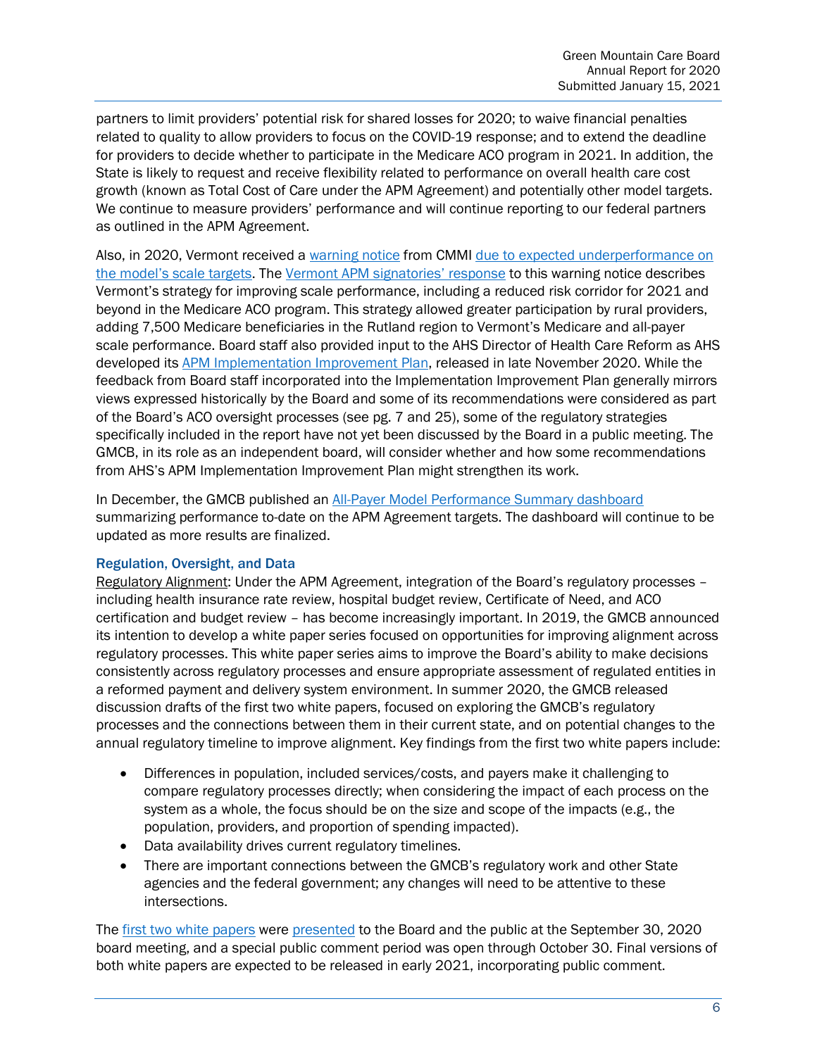partners to limit providers' potential risk for shared losses for 2020; to waive financial penalties related to quality to allow providers to focus on the COVID-19 response; and to extend the deadline for providers to decide whether to participate in the Medicare ACO program in 2021. In addition, the State is likely to request and receive flexibility related to performance on overall health care cost growth (known as Total Cost of Care under the APM Agreement) and potentially other model targets. We continue to measure providers' performance and will continue reporting to our federal partners as outlined in the APM Agreement.

Also, in 2020, Vermont received a warning notice from CMMI due to expected underperformance on the model's scale targets. The Vermont APM signatories' response to this warning notice describes Vermont's strategy for improving scale performance, including a reduced risk corridor for 2021 and beyond in the Medicare ACO program. This strategy allowed greater participation by rural providers, adding 7,500 Medicare beneficiaries in the Rutland region to Vermont's Medicare and all-payer scale performance. Board staff also provided input to the AHS Director of Health Care Reform as AHS developed its APM Implementation Improvement Plan, released in late November 2020. While the feedback from Board staff incorporated into the Implementation Improvement Plan generally mirrors views expressed historically by the Board and some of its recommendations were considered as part of the Board's ACO oversight processes (see pg. 7 and 25), some of the regulatory strategies specifically included in the report have not yet been discussed by the Board in a public meeting. The GMCB, in its role as an independent board, will consider whether and how some recommendations from AHS's APM Implementation Improvement Plan might strengthen its work.

In December, the GMCB published an All-Payer Model Performance Summary dashboard summarizing performance to-date on the APM Agreement targets. The dashboard will continue to be updated as more results are finalized.

### Regulation, Oversight, and Data

Regulatory Alignment: Under the APM Agreement, integration of the Board's regulatory processes – including health insurance rate review, hospital budget review, Certificate of Need, and ACO certification and budget review – has become increasingly important. In 2019, the GMCB announced its intention to develop a white paper series focused on opportunities for improving alignment across regulatory processes. This white paper series aims to improve the Board's ability to make decisions consistently across regulatory processes and ensure appropriate assessment of regulated entities in a reformed payment and delivery system environment. In summer 2020, the GMCB released discussion drafts of the first two white papers, focused on exploring the GMCB's regulatory processes and the connections between them in their current state, and on potential changes to the annual regulatory timeline to improve alignment. Key findings from the first two white papers include:

- Differences in population, included services/costs, and payers make it challenging to compare regulatory processes directly; when considering the impact of each process on the system as a whole, the focus should be on the size and scope of the impacts (e.g., the population, providers, and proportion of spending impacted).
- Data availability drives current regulatory timelines.
- There are important connections between the GMCB's regulatory work and other State agencies and the federal government; any changes will need to be attentive to these intersections.

The first two white papers were presented to the Board and the public at the September 30, 2020 board meeting, and a special public comment period was open through October 30. Final versions of both white papers are expected to be released in early 2021, incorporating public comment.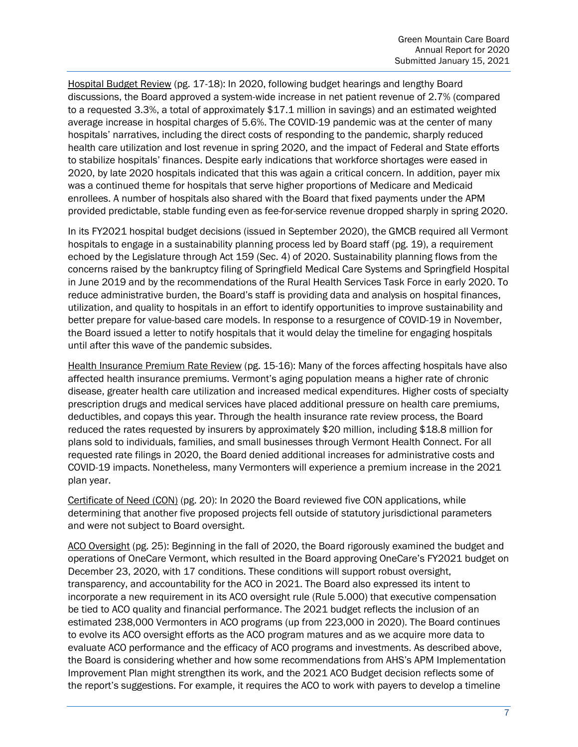Hospital Budget Review (pg. 17-18): In 2020, following budget hearings and lengthy Board discussions, the Board approved a system-wide increase in net patient revenue of 2.7% (compared to a requested 3.3%, a total of approximately $17.1 million in savings) and an estimated weighted average increase in hospital charges of 5.6%. The COVID-19 pandemic was at the center of many hospitals' narratives, including the direct costs of responding to the pandemic, sharply reduced health care utilization and lost revenue in spring 2020, and the impact of Federal and State efforts to stabilize hospitals' finances. Despite early indications that workforce shortages were eased in 2020, by late 2020 hospitals indicated that this was again a critical concern. In addition, payer mix was a continued theme for hospitals that serve higher proportions of Medicare and Medicaid enrollees. A number of hospitals also shared with the Board that fixed payments under the APM provided predictable, stable funding even as fee-for-service revenue dropped sharply in spring 2020.

In its FY2021 hospital budget decisions (issued in September 2020), the GMCB required all Vermont hospitals to engage in a sustainability planning process led by Board staff (pg. 19), a requirement echoed by the Legislature through Act 159 (Sec. 4) of 2020. Sustainability planning flows from the concerns raised by the bankruptcy filing of Springfield Medical Care Systems and Springfield Hospital in June 2019 and by the recommendations of the Rural Health Services Task Force in early 2020. To reduce administrative burden, the Board's staff is providing data and analysis on hospital finances, utilization, and quality to hospitals in an effort to identify opportunities to improve sustainability and better prepare for value-based care models. In response to a resurgence of COVID-19 in November, the Board issued a letter to notify hospitals that it would delay the timeline for engaging hospitals until after this wave of the pandemic subsides.

Health Insurance Premium Rate Review (pg. 15-16): Many of the forces affecting hospitals have also affected health insurance premiums. Vermont's aging population means a higher rate of chronic disease, greater health care utilization and increased medical expenditures. Higher costs of specialty prescription drugs and medical services have placed additional pressure on health care premiums, deductibles, and copays this year. Through the health insurance rate review process, the Board reduced the rates requested by insurers by approximately $20 million, including $18.8 million for plans sold to individuals, families, and small businesses through Vermont Health Connect. For all requested rate filings in 2020, the Board denied additional increases for administrative costs and COVID-19 impacts. Nonetheless, many Vermonters will experience a premium increase in the 2021 plan year.

Certificate of Need (CON) (pg. 20): In 2020 the Board reviewed five CON applications, while determining that another five proposed projects fell outside of statutory jurisdictional parameters and were not subject to Board oversight.

ACO Oversight (pg. 25): Beginning in the fall of 2020, the Board rigorously examined the budget and operations of OneCare Vermont, which resulted in the Board approving OneCare's FY2021 budget on December 23, 2020, with 17 conditions. These conditions will support robust oversight, transparency, and accountability for the ACO in 2021. The Board also expressed its intent to incorporate a new requirement in its ACO oversight rule (Rule 5.000) that executive compensation be tied to ACO quality and financial performance. The 2021 budget reflects the inclusion of an estimated 238,000 Vermonters in ACO programs (up from 223,000 in 2020). The Board continues to evolve its ACO oversight efforts as the ACO program matures and as we acquire more data to evaluate ACO performance and the efficacy of ACO programs and investments. As described above, the Board is considering whether and how some recommendations from AHS's APM Implementation Improvement Plan might strengthen its work, and the 2021 ACO Budget decision reflects some of the report's suggestions. For example, it requires the ACO to work with payers to develop a timeline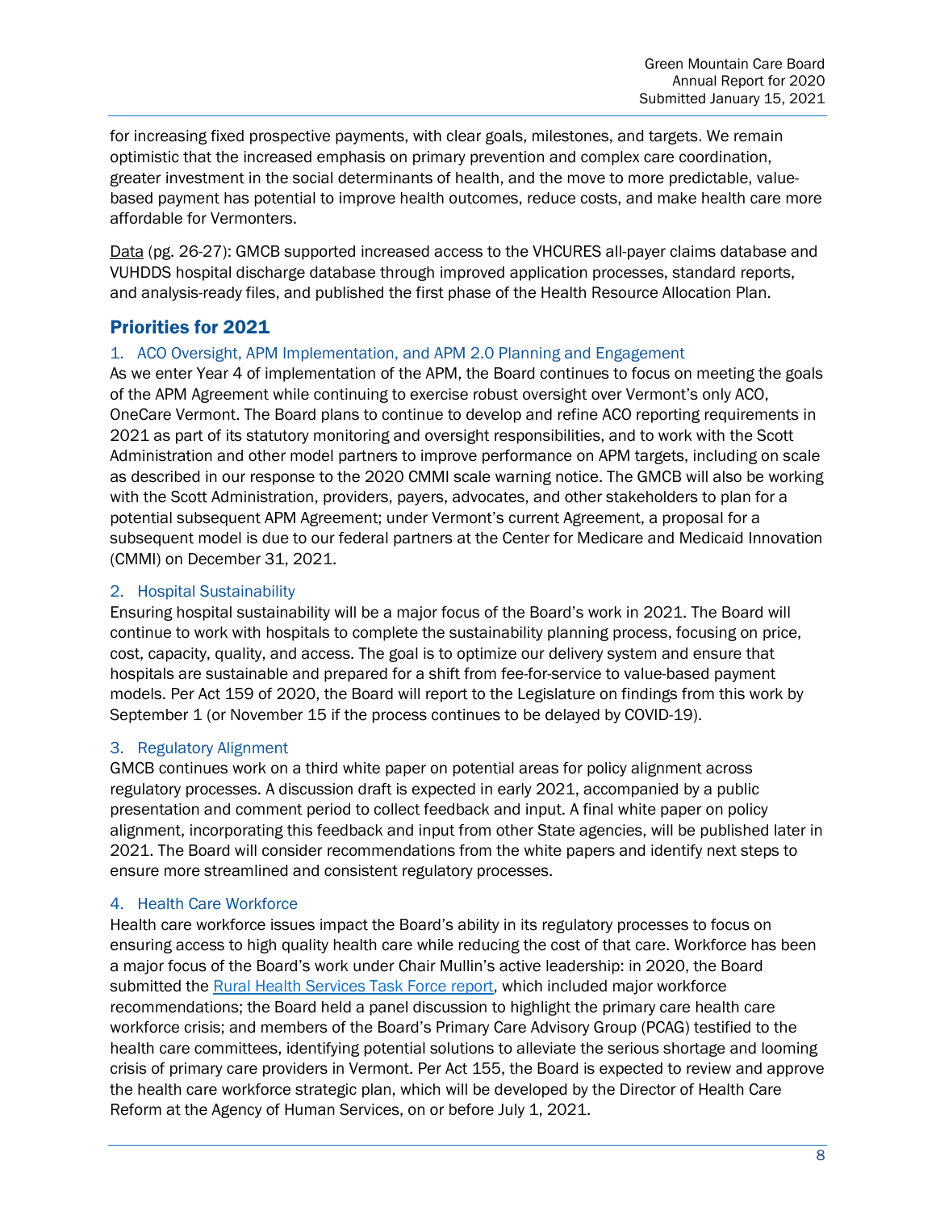for increasing fixed prospective payments, with clear goals, milestones, and targets. We remain optimistic that the increased emphasis on primary prevention and complex care coordination, greater investment in the social determinants of health, and the move to more predictable, value-based payment has potential to improve health outcomes, reduce costs, and make health care more affordable for Vermonters.

Data (pg. 26-27): GMCB supported increased access to the VHCURES all-payer claims database and VUHDDS hospital discharge database through improved application processes, standard reports, and analysis-ready files, and published the first phase of the Health Resource Allocation Plan.

## Priorities for 2021

### 1. ACO Oversight, APM Implementation, and APM 2.0 Planning and Engagement

As we enter Year 4 of implementation of the APM, the Board continues to focus on meeting the goals of the APM Agreement while continuing to exercise robust oversight over Vermont's only ACO, OneCare Vermont. The Board plans to continue to develop and refine ACO reporting requirements in 2021 as part of its statutory monitoring and oversight responsibilities, and to work with the Scott Administration and other model partners to improve performance on APM targets, including on scale as described in our response to the 2020 CMMI scale warning notice. The GMCB will also be working with the Scott Administration, providers, payers, advocates, and other stakeholders to plan for a potential subsequent APM Agreement; under Vermont's current Agreement, a proposal for a subsequent model is due to our federal partners at the Center for Medicare and Medicaid Innovation (CMMI) on December 31, 2021.

### 2. Hospital Sustainability

Ensuring hospital sustainability will be a major focus of the Board's work in 2021. The Board will continue to work with hospitals to complete the sustainability planning process, focusing on price, cost, capacity, quality, and access. The goal is to optimize our delivery system and ensure that hospitals are sustainable and prepared for a shift from fee-for-service to value-based payment models. Per Act 159 of 2020, the Board will report to the Legislature on findings from this work by September 1 (or November 15 if the process continues to be delayed by COVID-19).

### 3. Regulatory Alignment

GMCB continues work on a third white paper on potential areas for policy alignment across regulatory processes. A discussion draft is expected in early 2021, accompanied by a public presentation and comment period to collect feedback and input. A final white paper on policy alignment, incorporating this feedback and input from other State agencies, will be published later in 2021. The Board will consider recommendations from the white papers and identify next steps to ensure more streamlined and consistent regulatory processes.

### 4. Health Care Workforce

Health care workforce issues impact the Board's ability in its regulatory processes to focus on ensuring access to high quality health care while reducing the cost of that care. Workforce has been a major focus of the Board's work under Chair Mullin's active leadership: in 2020, the Board submitted the Rural Health Services Task Force report, which included major workforce recommendations; the Board held a panel discussion to highlight the primary care health care workforce crisis; and members of the Board's Primary Care Advisory Group (PCAG) testified to the health care committees, identifying potential solutions to alleviate the serious shortage and looming crisis of primary care providers in Vermont. Per Act 155, the Board is expected to review and approve the health care workforce strategic plan, which will be developed by the Director of Health Care Reform at the Agency of Human Services, on or before July 1, 2021.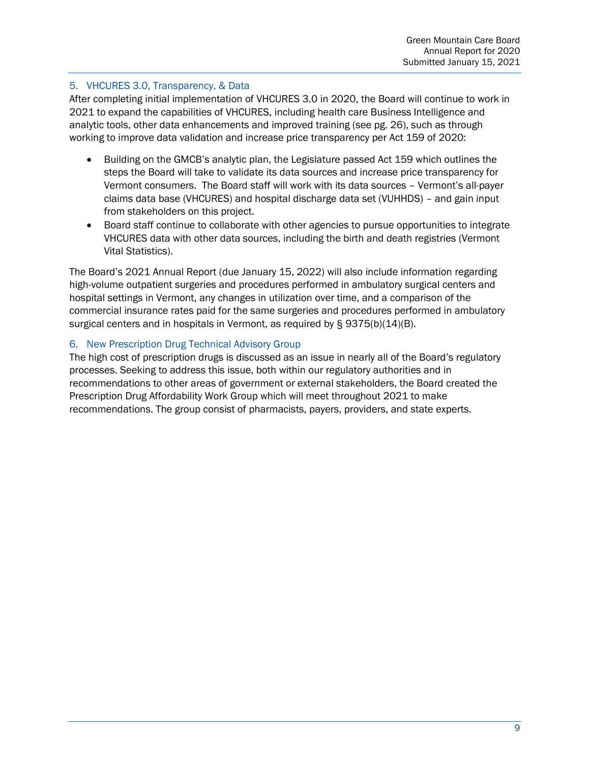## 5. VHCURES 3.0, Transparency, & Data

After completing initial implementation of VHCURES 3.0 in 2020, the Board will continue to work in 2021 to expand the capabilities of VHCURES, including health care Business Intelligence and analytic tools, other data enhancements and improved training (see pg. 26), such as through working to improve data validation and increase price transparency per Act 159 of 2020:

- Building on the GMCB's analytic plan, the Legislature passed Act 159 which outlines the steps the Board will take to validate its data sources and increase price transparency for Vermont consumers. The Board staff will work with its data sources – Vermont's all-payer claims data base (VHCURES) and hospital discharge data set (VUHHDS) – and gain input from stakeholders on this project.
- Board staff continue to collaborate with other agencies to pursue opportunities to integrate VHCURES data with other data sources, including the birth and death registries (Vermont Vital Statistics).

The Board's 2021 Annual Report (due January 15, 2022) will also include information regarding high-volume outpatient surgeries and procedures performed in ambulatory surgical centers and hospital settings in Vermont, any changes in utilization over time, and a comparison of the commercial insurance rates paid for the same surgeries and procedures performed in ambulatory surgical centers and in hospitals in Vermont, as required by § 9375(b)(14)(B).

## 6. New Prescription Drug Technical Advisory Group

The high cost of prescription drugs is discussed as an issue in nearly all of the Board's regulatory processes. Seeking to address this issue, both within our regulatory authorities and in recommendations to other areas of government or external stakeholders, the Board created the Prescription Drug Affordability Work Group which will meet throughout 2021 to make recommendations. The group consist of pharmacists, payers, providers, and state experts.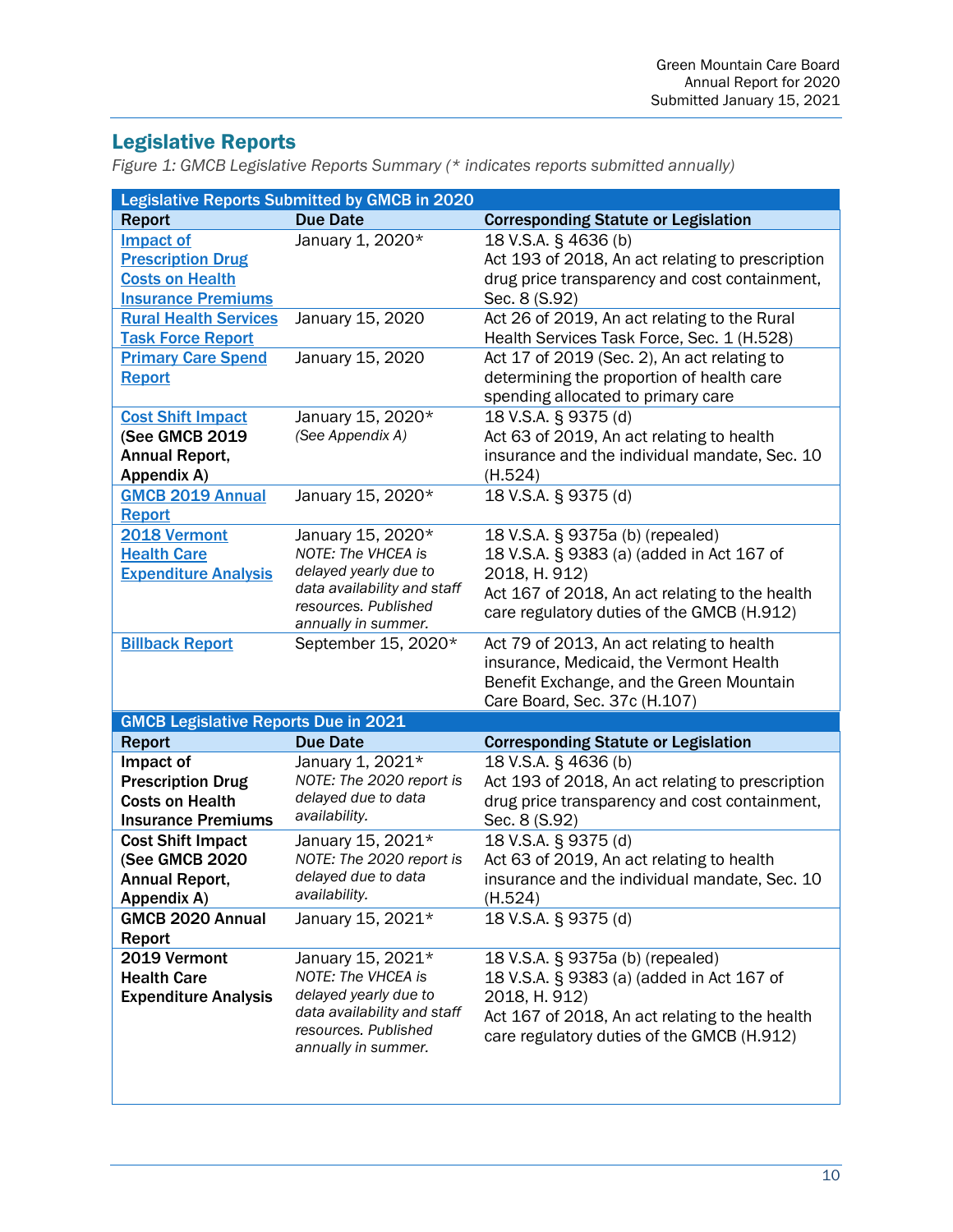## Legislative Reports

*Figure 1: GMCB Legislative Reports Summary (* indicates reports submitted annually)*

| Legislative Reports Submitted by GMCB in 2020 | | |
|---|---|---|
| **Report** | **Due Date** | **Corresponding Statute or Legislation** |
| Impact of Prescription Drug Costs on Health Insurance Premiums | January 1, 2020* | 18 V.S.A. § 4636 (b)<br>Act 193 of 2018, An act relating to prescription drug price transparency and cost containment, Sec. 8 (S.92) |
| Rural Health Services Task Force Report | January 15, 2020 | Act 26 of 2019, An act relating to the Rural Health Services Task Force, Sec. 1 (H.528) |
| Primary Care Spend Report | January 15, 2020 | Act 17 of 2019 (Sec. 2), An act relating to determining the proportion of health care spending allocated to primary care |
| Cost Shift Impact **(See GMCB 2019 Annual Report, Appendix A)** | January 15, 2020*<br>*(See Appendix A)* | 18 V.S.A. § 9375 (d)<br>Act 63 of 2019, An act relating to health insurance and the individual mandate, Sec. 10 (H.524) |
| GMCB 2019 Annual Report | January 15, 2020* | 18 V.S.A. § 9375 (d) |
| 2018 Vermont Health Care Expenditure Analysis | January 15, 2020*<br>*NOTE: The VHCEA is delayed yearly due to data availability and staff resources. Published annually in summer.* | 18 V.S.A. § 9375a (b) (repealed)<br>18 V.S.A. § 9383 (a) (added in Act 167 of 2018, H. 912)<br>Act 167 of 2018, An act relating to the health care regulatory duties of the GMCB (H.912) |
| Billback Report | September 15, 2020* | Act 79 of 2013, An act relating to health insurance, Medicaid, the Vermont Health Benefit Exchange, and the Green Mountain Care Board, Sec. 37c (H.107) |
| **GMCB Legislative Reports Due in 2021** | | |
| **Report** | **Due Date** | **Corresponding Statute or Legislation** |
| **Impact of Prescription Drug Costs on Health Insurance Premiums** | January 1, 2021*<br>*NOTE: The 2020 report is delayed due to data availability.* | 18 V.S.A. § 4636 (b)<br>Act 193 of 2018, An act relating to prescription drug price transparency and cost containment, Sec. 8 (S.92) |
| **Cost Shift Impact (See GMCB 2020 Annual Report, Appendix A)** | January 15, 2021*<br>*NOTE: The 2020 report is delayed due to data availability.* | 18 V.S.A. § 9375 (d)<br>Act 63 of 2019, An act relating to health insurance and the individual mandate, Sec. 10 (H.524) |
| **GMCB 2020 Annual Report** | January 15, 2021* | 18 V.S.A. § 9375 (d) |
| **2019 Vermont Health Care Expenditure Analysis** | January 15, 2021*<br>*NOTE: The VHCEA is delayed yearly due to data availability and staff resources. Published annually in summer.* | 18 V.S.A. § 9375a (b) (repealed)<br>18 V.S.A. § 9383 (a) (added in Act 167 of 2018, H. 912)<br>Act 167 of 2018, An act relating to the health care regulatory duties of the GMCB (H.912) |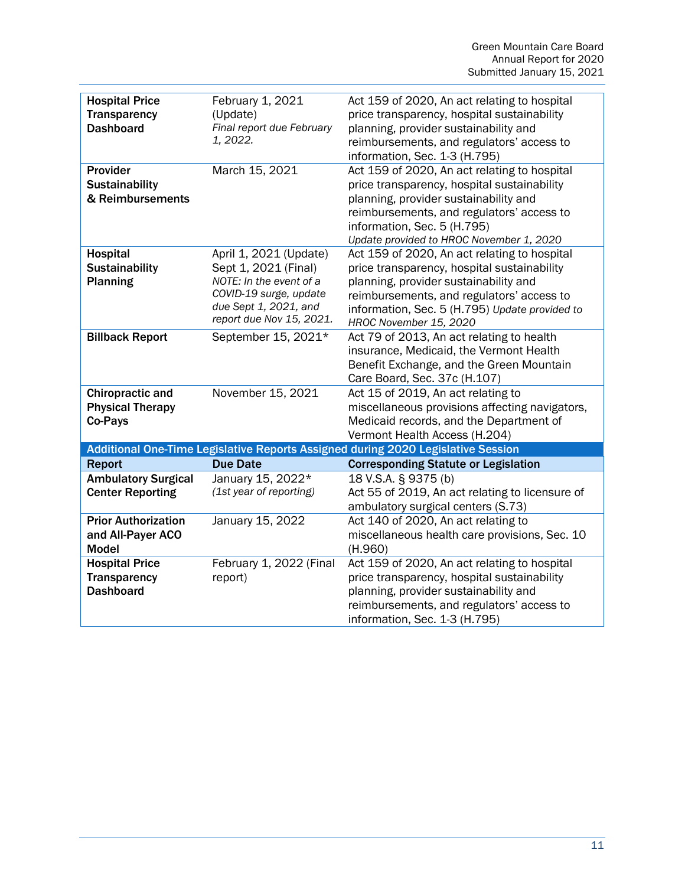| | | |
|---|---|---|
| **Hospital Price Transparency Dashboard** | February 1, 2021 (Update) *Final report due February 1, 2022.* | Act 159 of 2020, An act relating to hospital price transparency, hospital sustainability planning, provider sustainability and reimbursements, and regulators' access to information, Sec. 1-3 (H.795) |
| **Provider Sustainability & Reimbursements** | March 15, 2021 | Act 159 of 2020, An act relating to hospital price transparency, hospital sustainability planning, provider sustainability and reimbursements, and regulators' access to information, Sec. 5 (H.795) *Update provided to HROC November 1, 2020* |
| **Hospital Sustainability Planning** | April 1, 2021 (Update) Sept 1, 2021 (Final) *NOTE: In the event of a COVID-19 surge, update due Sept 1, 2021, and report due Nov 15, 2021.* | Act 159 of 2020, An act relating to hospital price transparency, hospital sustainability planning, provider sustainability and reimbursements, and regulators' access to information, Sec. 5 (H.795) *Update provided to HROC November 15, 2020* |
| **Billback Report** | September 15, 2021* | Act 79 of 2013, An act relating to health insurance, Medicaid, the Vermont Health Benefit Exchange, and the Green Mountain Care Board, Sec. 37c (H.107) |
| **Chiropractic and Physical Therapy Co-Pays** | November 15, 2021 | Act 15 of 2019, An act relating to miscellaneous provisions affecting navigators, Medicaid records, and the Department of Vermont Health Access (H.204) |
| **Additional One-Time Legislative Reports Assigned during 2020 Legislative Session** | | |
| **Report** | **Due Date** | **Corresponding Statute or Legislation** |
| **Ambulatory Surgical Center Reporting** | January 15, 2022* *(1st year of reporting)* | 18 V.S.A. § 9375 (b) Act 55 of 2019, An act relating to licensure of ambulatory surgical centers (S.73) |
| **Prior Authorization and All-Payer ACO Model** | January 15, 2022 | Act 140 of 2020, An act relating to miscellaneous health care provisions, Sec. 10 (H.960) |
| **Hospital Price Transparency Dashboard** | February 1, 2022 (Final report) | Act 159 of 2020, An act relating to hospital price transparency, hospital sustainability planning, provider sustainability and reimbursements, and regulators' access to information, Sec. 1-3 (H.795) |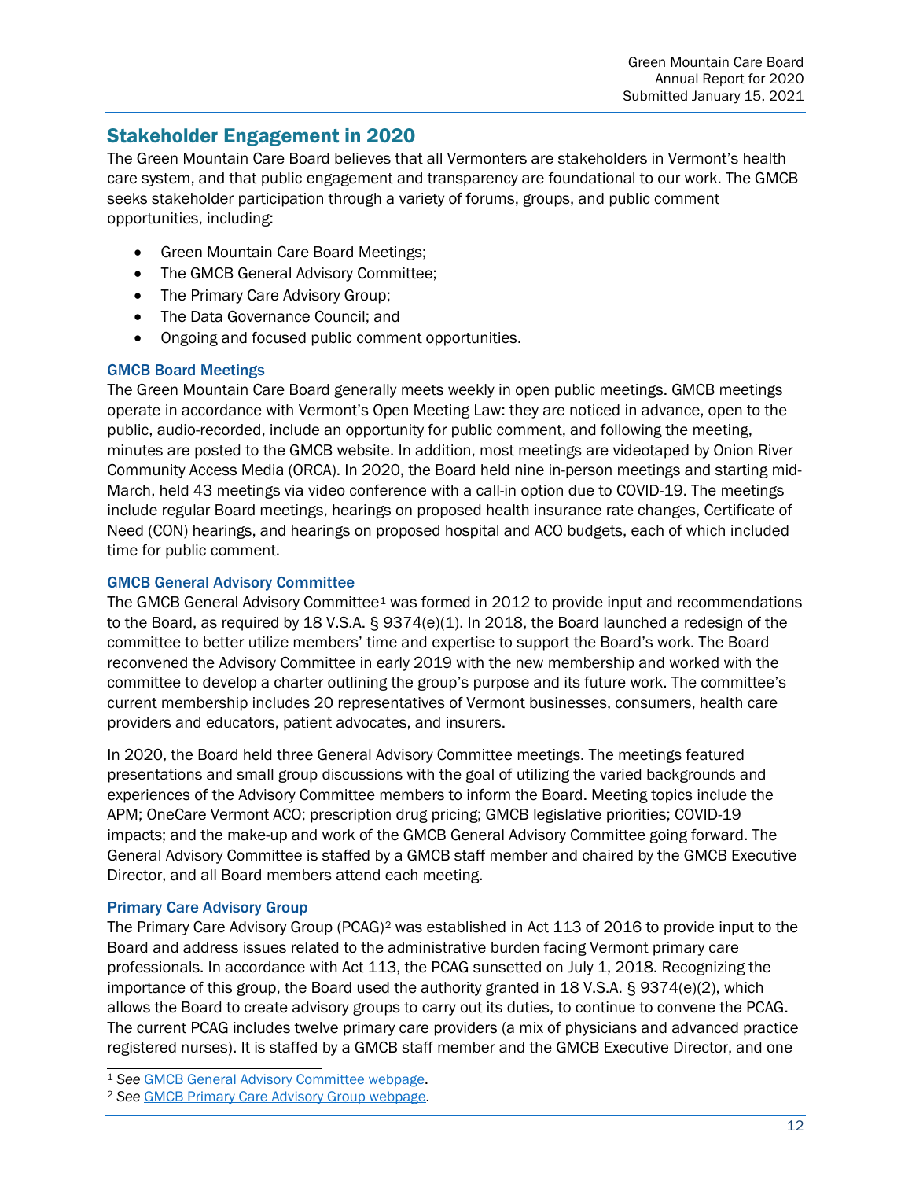## Stakeholder Engagement in 2020

The Green Mountain Care Board believes that all Vermonters are stakeholders in Vermont's health care system, and that public engagement and transparency are foundational to our work. The GMCB seeks stakeholder participation through a variety of forums, groups, and public comment opportunities, including:

- Green Mountain Care Board Meetings;
- The GMCB General Advisory Committee;
- The Primary Care Advisory Group;
- The Data Governance Council; and
- Ongoing and focused public comment opportunities.

### GMCB Board Meetings

The Green Mountain Care Board generally meets weekly in open public meetings. GMCB meetings operate in accordance with Vermont's Open Meeting Law: they are noticed in advance, open to the public, audio-recorded, include an opportunity for public comment, and following the meeting, minutes are posted to the GMCB website. In addition, most meetings are videotaped by Onion River Community Access Media (ORCA). In 2020, the Board held nine in-person meetings and starting mid-March, held 43 meetings via video conference with a call-in option due to COVID-19. The meetings include regular Board meetings, hearings on proposed health insurance rate changes, Certificate of Need (CON) hearings, and hearings on proposed hospital and ACO budgets, each of which included time for public comment.

### GMCB General Advisory Committee

The GMCB General Advisory Committee[1] was formed in 2012 to provide input and recommendations to the Board, as required by 18 V.S.A. § 9374(e)(1). In 2018, the Board launched a redesign of the committee to better utilize members' time and expertise to support the Board's work. The Board reconvened the Advisory Committee in early 2019 with the new membership and worked with the committee to develop a charter outlining the group's purpose and its future work. The committee's current membership includes 20 representatives of Vermont businesses, consumers, health care providers and educators, patient advocates, and insurers.

In 2020, the Board held three General Advisory Committee meetings. The meetings featured presentations and small group discussions with the goal of utilizing the varied backgrounds and experiences of the Advisory Committee members to inform the Board. Meeting topics include the APM; OneCare Vermont ACO; prescription drug pricing; GMCB legislative priorities; COVID-19 impacts; and the make-up and work of the GMCB General Advisory Committee going forward. The General Advisory Committee is staffed by a GMCB staff member and chaired by the GMCB Executive Director, and all Board members attend each meeting.

### Primary Care Advisory Group

The Primary Care Advisory Group (PCAG)[2] was established in Act 113 of 2016 to provide input to the Board and address issues related to the administrative burden facing Vermont primary care professionals. In accordance with Act 113, the PCAG sunsetted on July 1, 2018. Recognizing the importance of this group, the Board used the authority granted in 18 V.S.A. § 9374(e)(2), which allows the Board to create advisory groups to carry out its duties, to continue to convene the PCAG. The current PCAG includes twelve primary care providers (a mix of physicians and advanced practice registered nurses). It is staffed by a GMCB staff member and the GMCB Executive Director, and one

---

[1] *See* GMCB General Advisory Committee webpage.

[2] *See* GMCB Primary Care Advisory Group webpage.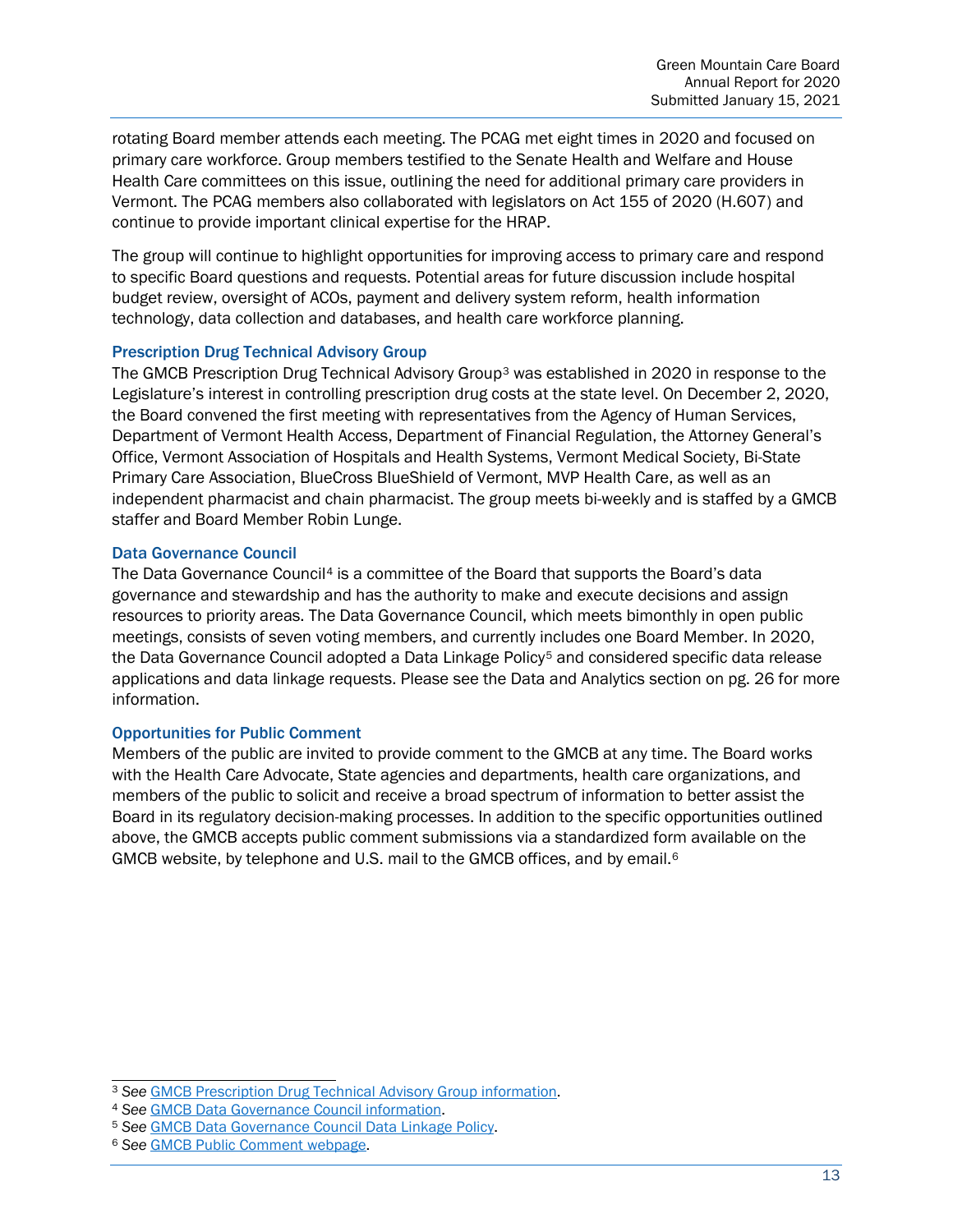rotating Board member attends each meeting. The PCAG met eight times in 2020 and focused on primary care workforce. Group members testified to the Senate Health and Welfare and House Health Care committees on this issue, outlining the need for additional primary care providers in Vermont. The PCAG members also collaborated with legislators on Act 155 of 2020 (H.607) and continue to provide important clinical expertise for the HRAP.

The group will continue to highlight opportunities for improving access to primary care and respond to specific Board questions and requests. Potential areas for future discussion include hospital budget review, oversight of ACOs, payment and delivery system reform, health information technology, data collection and databases, and health care workforce planning.

### Prescription Drug Technical Advisory Group

The GMCB Prescription Drug Technical Advisory Group[3] was established in 2020 in response to the Legislature's interest in controlling prescription drug costs at the state level. On December 2, 2020, the Board convened the first meeting with representatives from the Agency of Human Services, Department of Vermont Health Access, Department of Financial Regulation, the Attorney General's Office, Vermont Association of Hospitals and Health Systems, Vermont Medical Society, Bi-State Primary Care Association, BlueCross BlueShield of Vermont, MVP Health Care, as well as an independent pharmacist and chain pharmacist. The group meets bi-weekly and is staffed by a GMCB staffer and Board Member Robin Lunge.

### Data Governance Council

The Data Governance Council[4] is a committee of the Board that supports the Board's data governance and stewardship and has the authority to make and execute decisions and assign resources to priority areas. The Data Governance Council, which meets bimonthly in open public meetings, consists of seven voting members, and currently includes one Board Member. In 2020, the Data Governance Council adopted a Data Linkage Policy[5] and considered specific data release applications and data linkage requests. Please see the Data and Analytics section on pg. 26 for more information.

### Opportunities for Public Comment

Members of the public are invited to provide comment to the GMCB at any time. The Board works with the Health Care Advocate, State agencies and departments, health care organizations, and members of the public to solicit and receive a broad spectrum of information to better assist the Board in its regulatory decision-making processes. In addition to the specific opportunities outlined above, the GMCB accepts public comment submissions via a standardized form available on the GMCB website, by telephone and U.S. mail to the GMCB offices, and by email.[6]

---

[3] *See* GMCB Prescription Drug Technical Advisory Group information.

[4] *See* GMCB Data Governance Council information.

[5] *See* GMCB Data Governance Council Data Linkage Policy.

[6] *See* GMCB Public Comment webpage.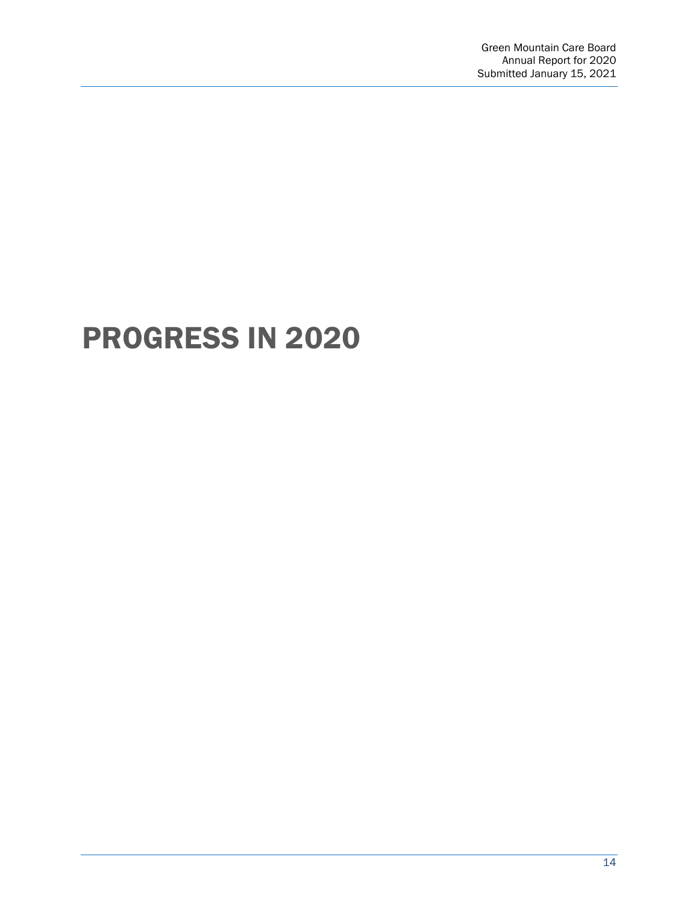# PROGRESS IN 2020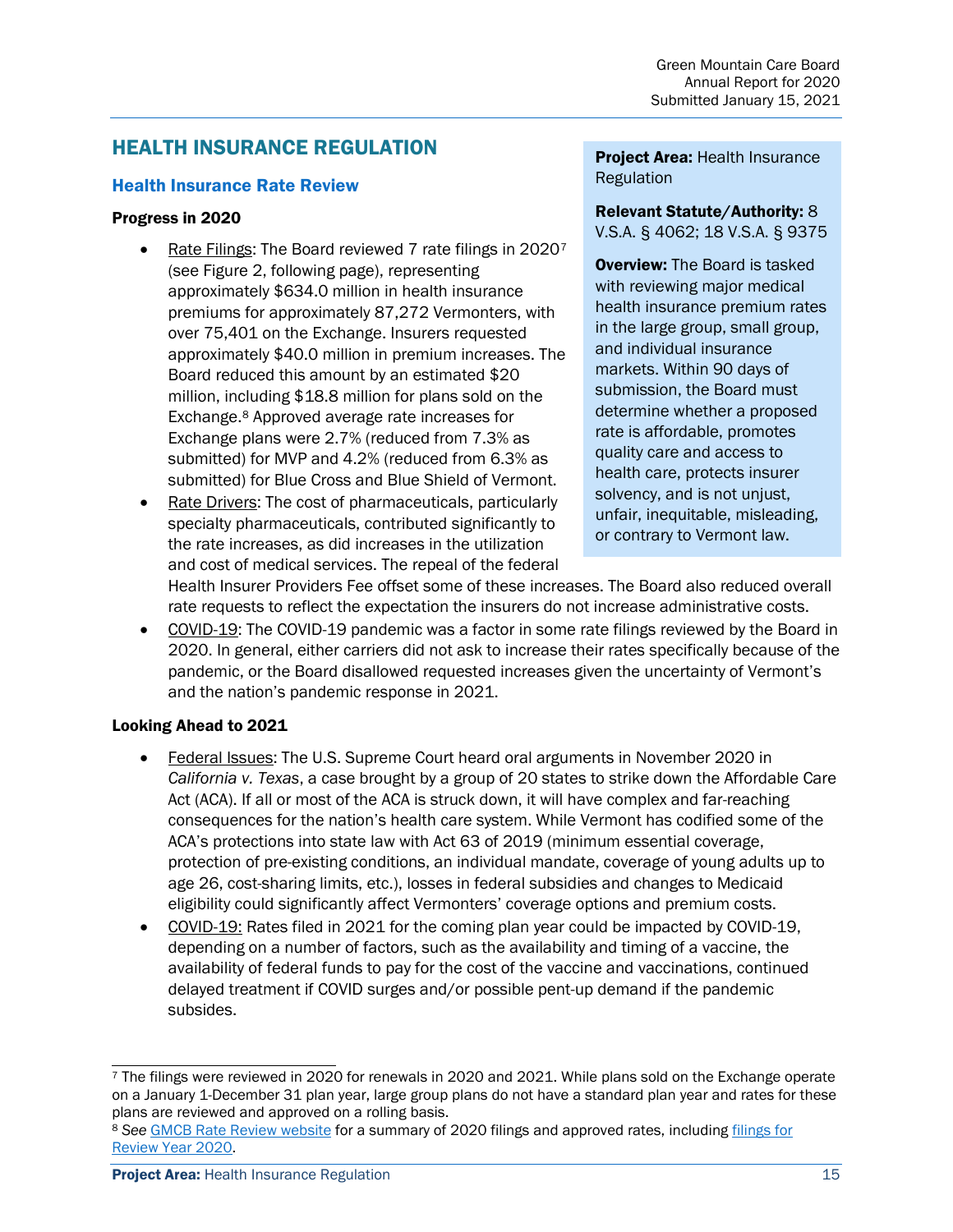# HEALTH INSURANCE REGULATION

## Health Insurance Rate Review

**Project Area:** Health Insurance Regulation

**Relevant Statute/Authority:** 8 V.S.A. § 4062; 18 V.S.A. § 9375

**Overview:** The Board is tasked with reviewing major medical health insurance premium rates in the large group, small group, and individual insurance markets. Within 90 days of submission, the Board must determine whether a proposed rate is affordable, promotes quality care and access to health care, protects insurer solvency, and is not unjust, unfair, inequitable, misleading, or contrary to Vermont law.

### Progress in 2020

- Rate Filings: The Board reviewed 7 rate filings in 2020[7] (see Figure 2, following page), representing approximately $634.0 million in health insurance premiums for approximately 87,272 Vermonters, with over 75,401 on the Exchange. Insurers requested approximately $40.0 million in premium increases. The Board reduced this amount by an estimated $20 million, including $18.8 million for plans sold on the Exchange.[8] Approved average rate increases for Exchange plans were 2.7% (reduced from 7.3% as submitted) for MVP and 4.2% (reduced from 6.3% as submitted) for Blue Cross and Blue Shield of Vermont.
- Rate Drivers: The cost of pharmaceuticals, particularly specialty pharmaceuticals, contributed significantly to the rate increases, as did increases in the utilization and cost of medical services. The repeal of the federal Health Insurer Providers Fee offset some of these increases. The Board also reduced overall rate requests to reflect the expectation the insurers do not increase administrative costs.
- COVID-19: The COVID-19 pandemic was a factor in some rate filings reviewed by the Board in 2020. In general, either carriers did not ask to increase their rates specifically because of the pandemic, or the Board disallowed requested increases given the uncertainty of Vermont's and the nation's pandemic response in 2021.

### Looking Ahead to 2021

- Federal Issues: The U.S. Supreme Court heard oral arguments in November 2020 in *California v. Texas*, a case brought by a group of 20 states to strike down the Affordable Care Act (ACA). If all or most of the ACA is struck down, it will have complex and far-reaching consequences for the nation's health care system. While Vermont has codified some of the ACA's protections into state law with Act 63 of 2019 (minimum essential coverage, protection of pre-existing conditions, an individual mandate, coverage of young adults up to age 26, cost-sharing limits, etc.), losses in federal subsidies and changes to Medicaid eligibility could significantly affect Vermonters' coverage options and premium costs.
- COVID-19: Rates filed in 2021 for the coming plan year could be impacted by COVID-19, depending on a number of factors, such as the availability and timing of a vaccine, the availability of federal funds to pay for the cost of the vaccine and vaccinations, continued delayed treatment if COVID surges and/or possible pent-up demand if the pandemic subsides.

---

[7] The filings were reviewed in 2020 for renewals in 2020 and 2021. While plans sold on the Exchange operate on a January 1-December 31 plan year, large group plans do not have a standard plan year and rates for these plans are reviewed and approved on a rolling basis.

[8] *See* GMCB Rate Review website for a summary of 2020 filings and approved rates, including filings for Review Year 2020.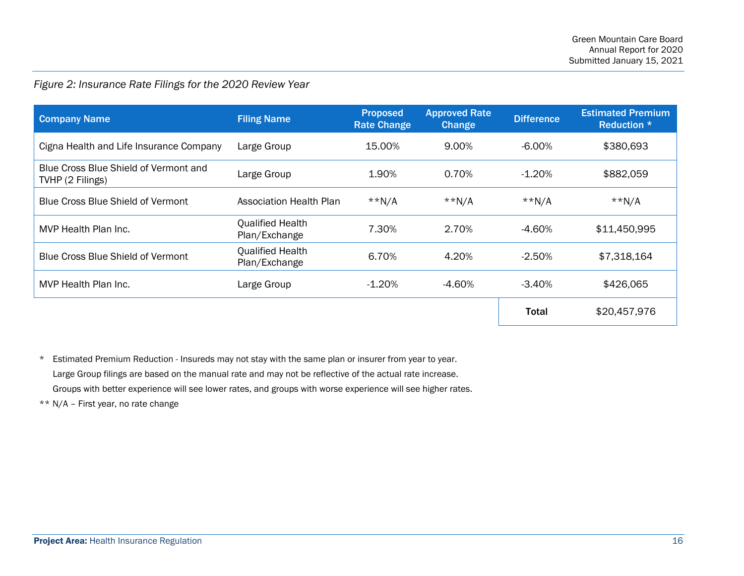*Figure 2: Insurance Rate Filings for the 2020 Review Year*

| Company Name | Filing Name | Proposed Rate Change | Approved Rate Change | Difference | Estimated Premium Reduction * |
|---|---|---|---|---|---|
| Cigna Health and Life Insurance Company | Large Group | 15.00% | 9.00% | -6.00% | $380,693 |
| Blue Cross Blue Shield of Vermont and TVHP (2 Filings) | Large Group | 1.90% | 0.70% | -1.20% | $882,059 |
| Blue Cross Blue Shield of Vermont | Association Health Plan | **N/A | **N/A | **N/A | **N/A |
| MVP Health Plan Inc. | Qualified Health Plan/Exchange | 7.30% | 2.70% | -4.60% | $11,450,995 |
| Blue Cross Blue Shield of Vermont | Qualified Health Plan/Exchange | 6.70% | 4.20% | -2.50% | $7,318,164 |
| MVP Health Plan Inc. | Large Group | -1.20% | -4.60% | -3.40% | $426,065 |
| | | | | **Total** | $20,457,976 |

\* Estimated Premium Reduction - Insureds may not stay with the same plan or insurer from year to year. Large Group filings are based on the manual rate and may not be reflective of the actual rate increase. Groups with better experience will see lower rates, and groups with worse experience will see higher rates.

** N/A – First year, no rate change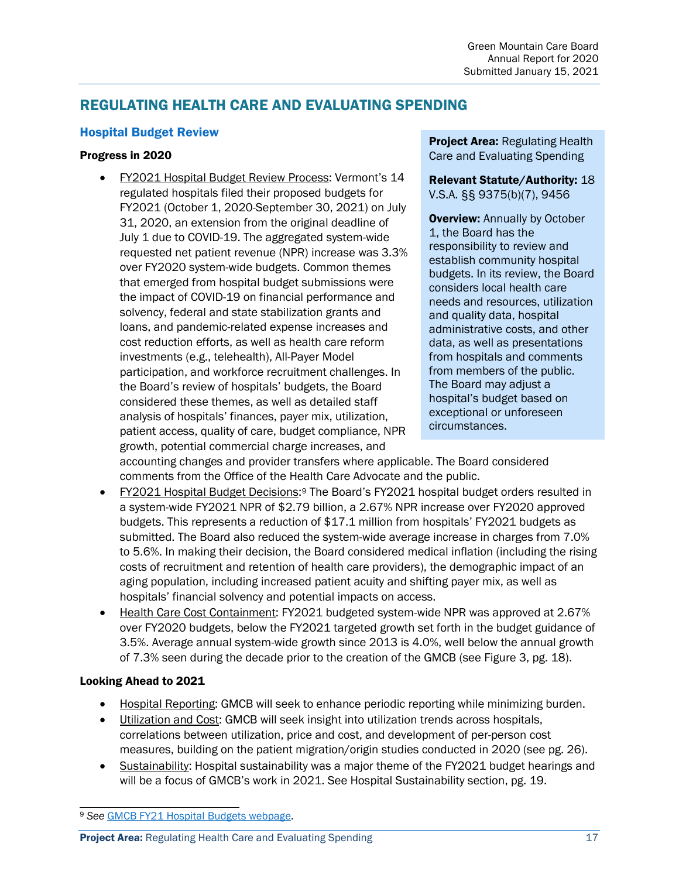# REGULATING HEALTH CARE AND EVALUATING SPENDING

## Hospital Budget Review

**Project Area:** Regulating Health Care and Evaluating Spending

**Relevant Statute/Authority:** 18 V.S.A. §§ 9375(b)(7), 9456

**Overview:** Annually by October 1, the Board has the responsibility to review and establish community hospital budgets. In its review, the Board considers local health care needs and resources, utilization and quality data, hospital administrative costs, and other data, as well as presentations from hospitals and comments from members of the public. The Board may adjust a hospital's budget based on exceptional or unforeseen circumstances.

### Progress in 2020

- FY2021 Hospital Budget Review Process: Vermont's 14 regulated hospitals filed their proposed budgets for FY2021 (October 1, 2020-September 30, 2021) on July 31, 2020, an extension from the original deadline of July 1 due to COVID-19. The aggregated system-wide requested net patient revenue (NPR) increase was 3.3% over FY2020 system-wide budgets. Common themes that emerged from hospital budget submissions were the impact of COVID-19 on financial performance and solvency, federal and state stabilization grants and loans, and pandemic-related expense increases and cost reduction efforts, as well as health care reform investments (e.g., telehealth), All-Payer Model participation, and workforce recruitment challenges. In the Board's review of hospitals' budgets, the Board considered these themes, as well as detailed staff analysis of hospitals' finances, payer mix, utilization, patient access, quality of care, budget compliance, NPR growth, potential commercial charge increases, and accounting changes and provider transfers where applicable. The Board considered comments from the Office of the Health Care Advocate and the public.
- FY2021 Hospital Budget Decisions:[9] The Board's FY2021 hospital budget orders resulted in a system-wide FY2021 NPR of $2.79 billion, a 2.67% NPR increase over FY2020 approved budgets. This represents a reduction of $17.1 million from hospitals' FY2021 budgets as submitted. The Board also reduced the system-wide average increase in charges from 7.0% to 5.6%. In making their decision, the Board considered medical inflation (including the rising costs of recruitment and retention of health care providers), the demographic impact of an aging population, including increased patient acuity and shifting payer mix, as well as hospitals' financial solvency and potential impacts on access.
- Health Care Cost Containment: FY2021 budgeted system-wide NPR was approved at 2.67% over FY2020 budgets, below the FY2021 targeted growth set forth in the budget guidance of 3.5%. Average annual system-wide growth since 2013 is 4.0%, well below the annual growth of 7.3% seen during the decade prior to the creation of the GMCB (see Figure 3, pg. 18).

### Looking Ahead to 2021

- Hospital Reporting: GMCB will seek to enhance periodic reporting while minimizing burden.
- Utilization and Cost: GMCB will seek insight into utilization trends across hospitals, correlations between utilization, price and cost, and development of per-person cost measures, building on the patient migration/origin studies conducted in 2020 (see pg. 26).
- Sustainability: Hospital sustainability was a major theme of the FY2021 budget hearings and will be a focus of GMCB's work in 2021. See Hospital Sustainability section, pg. 19.

---

[9] *See* GMCB FY21 Hospital Budgets webpage.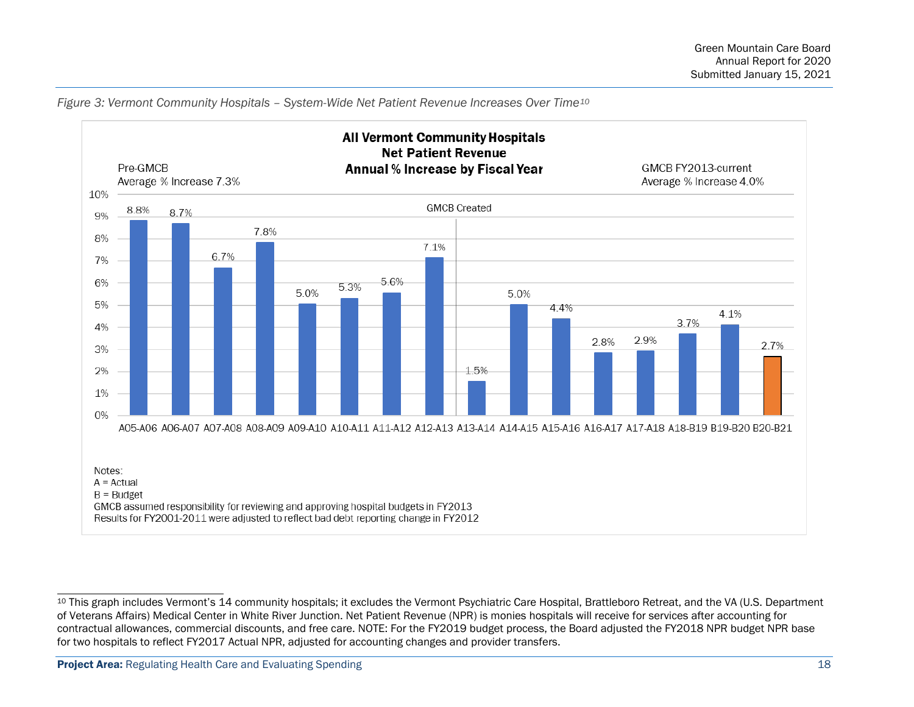*Figure 3: Vermont Community Hospitals – System-Wide Net Patient Revenue Increases Over Time[10]*

**All Vermont Community Hospitals**
**Net Patient Revenue**
**Annual % Increase by Fiscal Year**

Pre-GMCB Average % Increase 7.3%

GMCB FY2013-current Average % Increase 4.0%

GMCB Created (between A12-A13 and A13-A14)

| Fiscal Year | Annual % Increase |
|---|---|
| A05-A06 | 8.8% |
| A06-A07 | 8.7% |
| A07-A08 | 6.7% |
| A08-A09 | 7.8% |
| A09-A10 | 5.0% |
| A10-A11 | 5.3% |
| A11-A12 | 5.6% |
| A12-A13 | 7.1% |
| A13-A14 | 1.5% |
| A14-A15 | 5.0% |
| A15-A16 | 4.4% |
| A16-A17 | 2.8% |
| A17-A18 | 2.9% |
| A18-B19 | 3.7% |
| B19-B20 | 4.1% |
| B20-B21 | 2.7% |

Notes:
A = Actual
B = Budget
GMCB assumed responsibility for reviewing and approving hospital budgets in FY2013
Results for FY2001-2011 were adjusted to reflect bad debt reporting change in FY2012

---

[10] This graph includes Vermont's 14 community hospitals; it excludes the Vermont Psychiatric Care Hospital, Brattleboro Retreat, and the VA (U.S. Department of Veterans Affairs) Medical Center in White River Junction. Net Patient Revenue (NPR) is monies hospitals will receive for services after accounting for contractual allowances, commercial discounts, and free care. NOTE: For the FY2019 budget process, the Board adjusted the FY2018 NPR budget NPR base for two hospitals to reflect FY2017 Actual NPR, adjusted for accounting changes and provider transfers.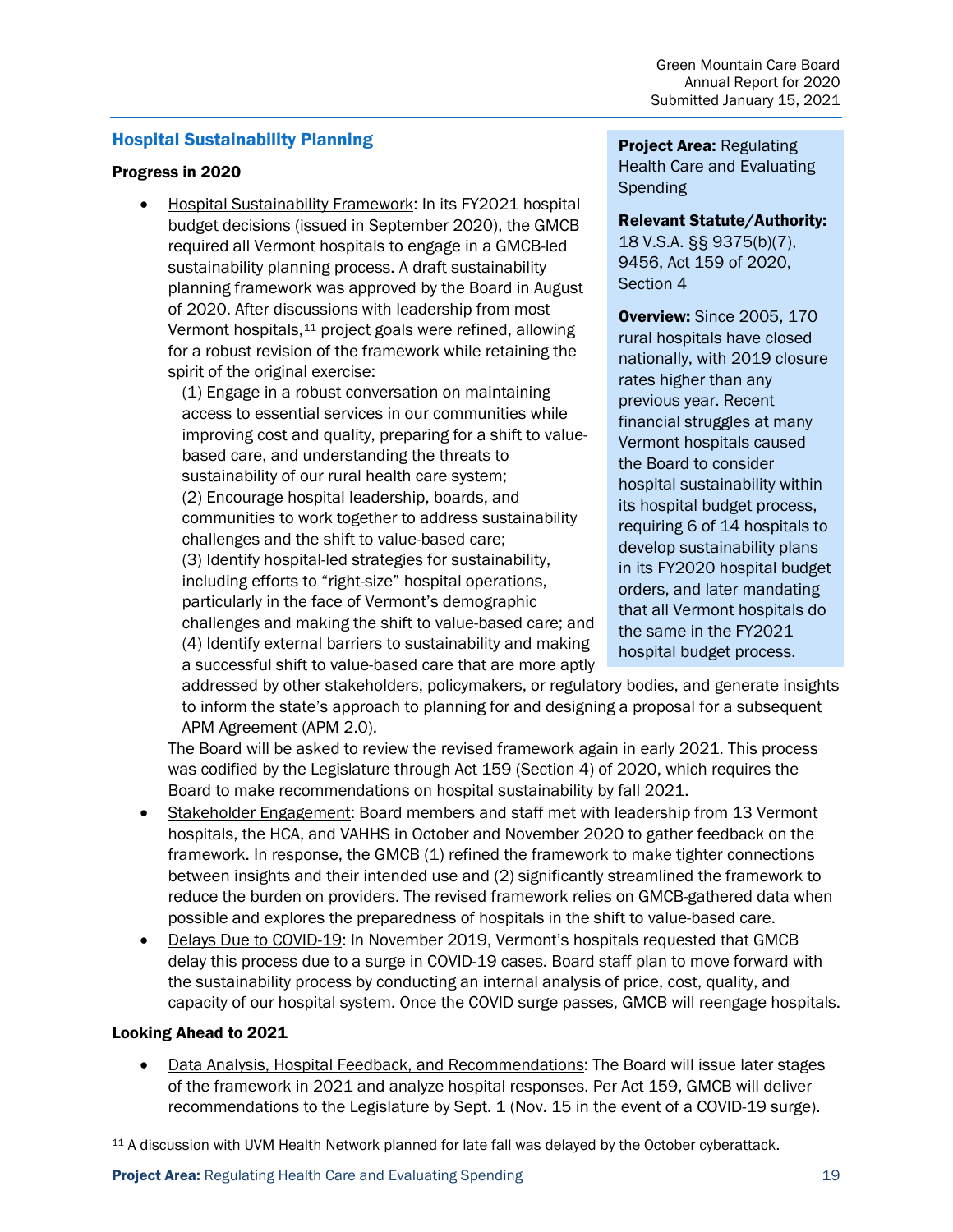## Hospital Sustainability Planning

**Project Area:** Regulating Health Care and Evaluating Spending

**Relevant Statute/Authority:** 18 V.S.A. §§ 9375(b)(7), 9456, Act 159 of 2020, Section 4

**Overview:** Since 2005, 170 rural hospitals have closed nationally, with 2019 closure rates higher than any previous year. Recent financial struggles at many Vermont hospitals caused the Board to consider hospital sustainability within its hospital budget process, requiring 6 of 14 hospitals to develop sustainability plans in its FY2020 hospital budget orders, and later mandating that all Vermont hospitals do the same in the FY2021 hospital budget process.

### Progress in 2020

- Hospital Sustainability Framework: In its FY2021 hospital budget decisions (issued in September 2020), the GMCB required all Vermont hospitals to engage in a GMCB-led sustainability planning process. A draft sustainability planning framework was approved by the Board in August of 2020. After discussions with leadership from most Vermont hospitals,[11] project goals were refined, allowing for a robust revision of the framework while retaining the spirit of the original exercise:
  (1) Engage in a robust conversation on maintaining access to essential services in our communities while improving cost and quality, preparing for a shift to value-based care, and understanding the threats to sustainability of our rural health care system;
  (2) Encourage hospital leadership, boards, and communities to work together to address sustainability challenges and the shift to value-based care;
  (3) Identify hospital-led strategies for sustainability, including efforts to "right-size" hospital operations, particularly in the face of Vermont's demographic challenges and making the shift to value-based care; and
  (4) Identify external barriers to sustainability and making a successful shift to value-based care that are more aptly addressed by other stakeholders, policymakers, or regulatory bodies, and generate insights to inform the state's approach to planning for and designing a proposal for a subsequent APM Agreement (APM 2.0).

  The Board will be asked to review the revised framework again in early 2021. This process was codified by the Legislature through Act 159 (Section 4) of 2020, which requires the Board to make recommendations on hospital sustainability by fall 2021.
- Stakeholder Engagement: Board members and staff met with leadership from 13 Vermont hospitals, the HCA, and VAHHS in October and November 2020 to gather feedback on the framework. In response, the GMCB (1) refined the framework to make tighter connections between insights and their intended use and (2) significantly streamlined the framework to reduce the burden on providers. The revised framework relies on GMCB-gathered data when possible and explores the preparedness of hospitals in the shift to value-based care.
- Delays Due to COVID-19: In November 2019, Vermont's hospitals requested that GMCB delay this process due to a surge in COVID-19 cases. Board staff plan to move forward with the sustainability process by conducting an internal analysis of price, cost, quality, and capacity of our hospital system. Once the COVID surge passes, GMCB will reengage hospitals.

### Looking Ahead to 2021

- Data Analysis, Hospital Feedback, and Recommendations: The Board will issue later stages of the framework in 2021 and analyze hospital responses. Per Act 159, GMCB will deliver recommendations to the Legislature by Sept. 1 (Nov. 15 in the event of a COVID-19 surge).

[11] A discussion with UVM Health Network planned for late fall was delayed by the October cyberattack.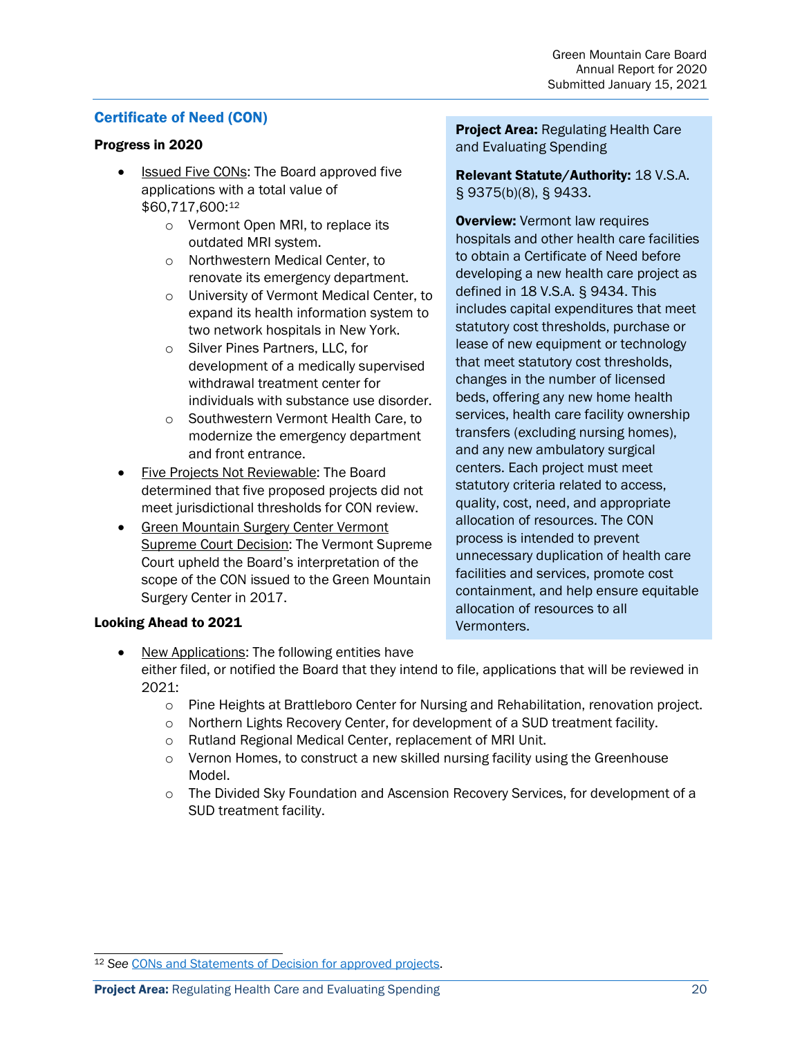## Certificate of Need (CON)

**Project Area:** Regulating Health Care and Evaluating Spending

**Relevant Statute/Authority:** 18 V.S.A. § 9375(b)(8), § 9433.

**Overview:** Vermont law requires hospitals and other health care facilities to obtain a Certificate of Need before developing a new health care project as defined in 18 V.S.A. § 9434. This includes capital expenditures that meet statutory cost thresholds, purchase or lease of new equipment or technology that meet statutory cost thresholds, changes in the number of licensed beds, offering any new home health services, health care facility ownership transfers (excluding nursing homes), and any new ambulatory surgical centers. Each project must meet statutory criteria related to access, quality, cost, need, and appropriate allocation of resources. The CON process is intended to prevent unnecessary duplication of health care facilities and services, promote cost containment, and help ensure equitable allocation of resources to all Vermonters.

### Progress in 2020

- Issued Five CONs: The Board approved five applications with a total value of $60,717,600:[12]
  - Vermont Open MRI, to replace its outdated MRI system.
  - Northwestern Medical Center, to renovate its emergency department.
  - University of Vermont Medical Center, to expand its health information system to two network hospitals in New York.
  - Silver Pines Partners, LLC, for development of a medically supervised withdrawal treatment center for individuals with substance use disorder.
  - Southwestern Vermont Health Care, to modernize the emergency department and front entrance.
- Five Projects Not Reviewable: The Board determined that five proposed projects did not meet jurisdictional thresholds for CON review.
- Green Mountain Surgery Center Vermont Supreme Court Decision: The Vermont Supreme Court upheld the Board's interpretation of the scope of the CON issued to the Green Mountain Surgery Center in 2017.

### Looking Ahead to 2021

- New Applications: The following entities have either filed, or notified the Board that they intend to file, applications that will be reviewed in 2021:
  - Pine Heights at Brattleboro Center for Nursing and Rehabilitation, renovation project.
  - Northern Lights Recovery Center, for development of a SUD treatment facility.
  - Rutland Regional Medical Center, replacement of MRI Unit.
  - Vernon Homes, to construct a new skilled nursing facility using the Greenhouse Model.
  - The Divided Sky Foundation and Ascension Recovery Services, for development of a SUD treatment facility.

---

[12] *See* CONs and Statements of Decision for approved projects.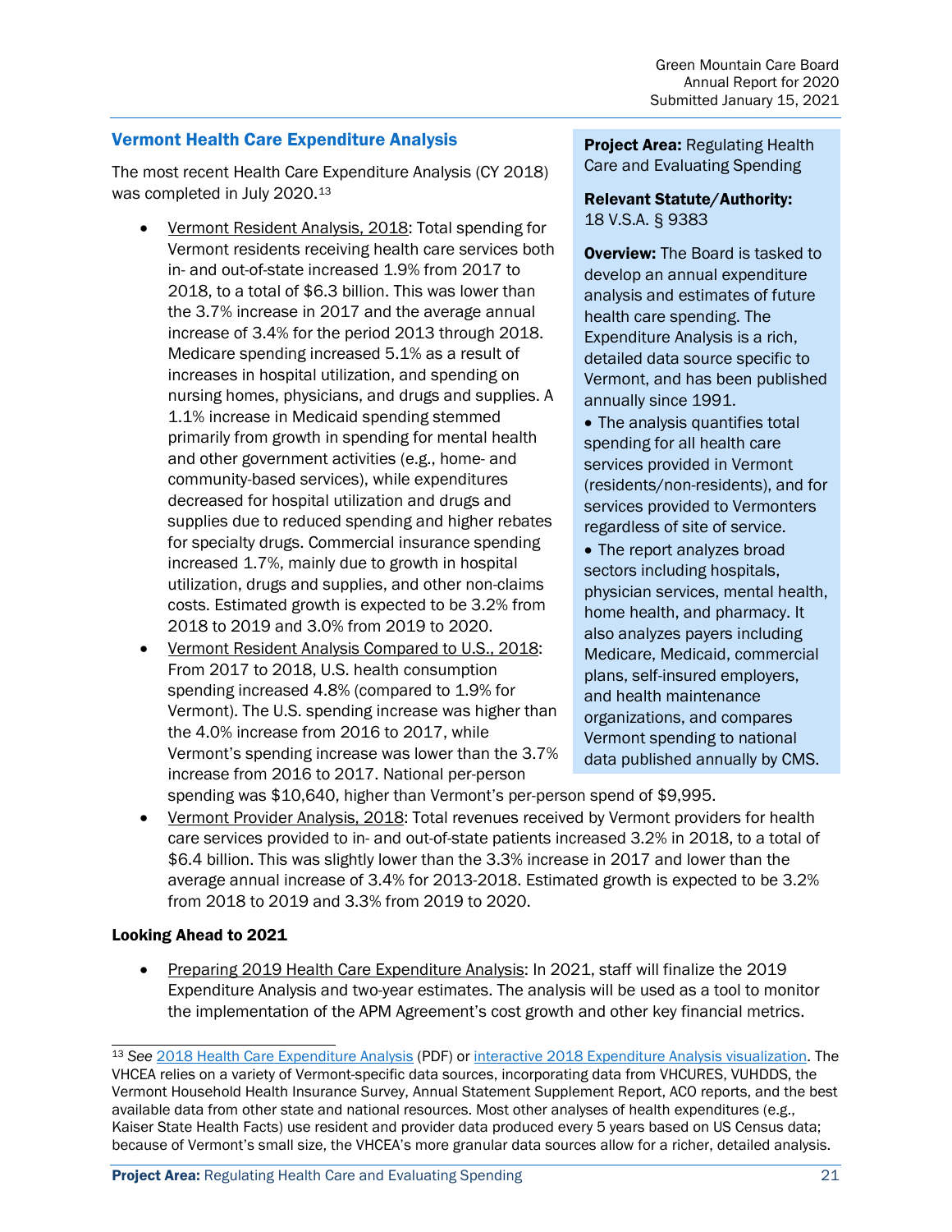## Vermont Health Care Expenditure Analysis

The most recent Health Care Expenditure Analysis (CY 2018) was completed in July 2020.[13]

**Project Area:** Regulating Health Care and Evaluating Spending

**Relevant Statute/Authority:** 18 V.S.A. § 9383

**Overview:** The Board is tasked to develop an annual expenditure analysis and estimates of future health care spending. The Expenditure Analysis is a rich, detailed data source specific to Vermont, and has been published annually since 1991.

- The analysis quantifies total spending for all health care services provided in Vermont (residents/non-residents), and for services provided to Vermonters regardless of site of service.
- The report analyzes broad sectors including hospitals, physician services, mental health, home health, and pharmacy. It also analyzes payers including Medicare, Medicaid, commercial plans, self-insured employers, and health maintenance organizations, and compares Vermont spending to national data published annually by CMS.

- Vermont Resident Analysis, 2018: Total spending for Vermont residents receiving health care services both in- and out-of-state increased 1.9% from 2017 to 2018, to a total of $6.3 billion. This was lower than the 3.7% increase in 2017 and the average annual increase of 3.4% for the period 2013 through 2018. Medicare spending increased 5.1% as a result of increases in hospital utilization, and spending on nursing homes, physicians, and drugs and supplies. A 1.1% increase in Medicaid spending stemmed primarily from growth in spending for mental health and other government activities (e.g., home- and community-based services), while expenditures decreased for hospital utilization and drugs and supplies due to reduced spending and higher rebates for specialty drugs. Commercial insurance spending increased 1.7%, mainly due to growth in hospital utilization, drugs and supplies, and other non-claims costs. Estimated growth is expected to be 3.2% from 2018 to 2019 and 3.0% from 2019 to 2020.
- Vermont Resident Analysis Compared to U.S., 2018: From 2017 to 2018, U.S. health consumption spending increased 4.8% (compared to 1.9% for Vermont). The U.S. spending increase was higher than the 4.0% increase from 2016 to 2017, while Vermont's spending increase was lower than the 3.7% increase from 2016 to 2017. National per-person spending was $10,640, higher than Vermont's per-person spend of $9,995.
- Vermont Provider Analysis, 2018: Total revenues received by Vermont providers for health care services provided to in- and out-of-state patients increased 3.2% in 2018, to a total of $6.4 billion. This was slightly lower than the 3.3% increase in 2017 and lower than the average annual increase of 3.4% for 2013-2018. Estimated growth is expected to be 3.2% from 2018 to 2019 and 3.3% from 2019 to 2020.

### Looking Ahead to 2021

- Preparing 2019 Health Care Expenditure Analysis: In 2021, staff will finalize the 2019 Expenditure Analysis and two-year estimates. The analysis will be used as a tool to monitor the implementation of the APM Agreement's cost growth and other key financial metrics.

---

[13] *See* 2018 Health Care Expenditure Analysis (PDF) or interactive 2018 Expenditure Analysis visualization. The VHCEA relies on a variety of Vermont-specific data sources, incorporating data from VHCURES, VUHDDS, the Vermont Household Health Insurance Survey, Annual Statement Supplement Report, ACO reports, and the best available data from other state and national resources. Most other analyses of health expenditures (e.g., Kaiser State Health Facts) use resident and provider data produced every 5 years based on US Census data; because of Vermont's small size, the VHCEA's more granular data sources allow for a richer, detailed analysis.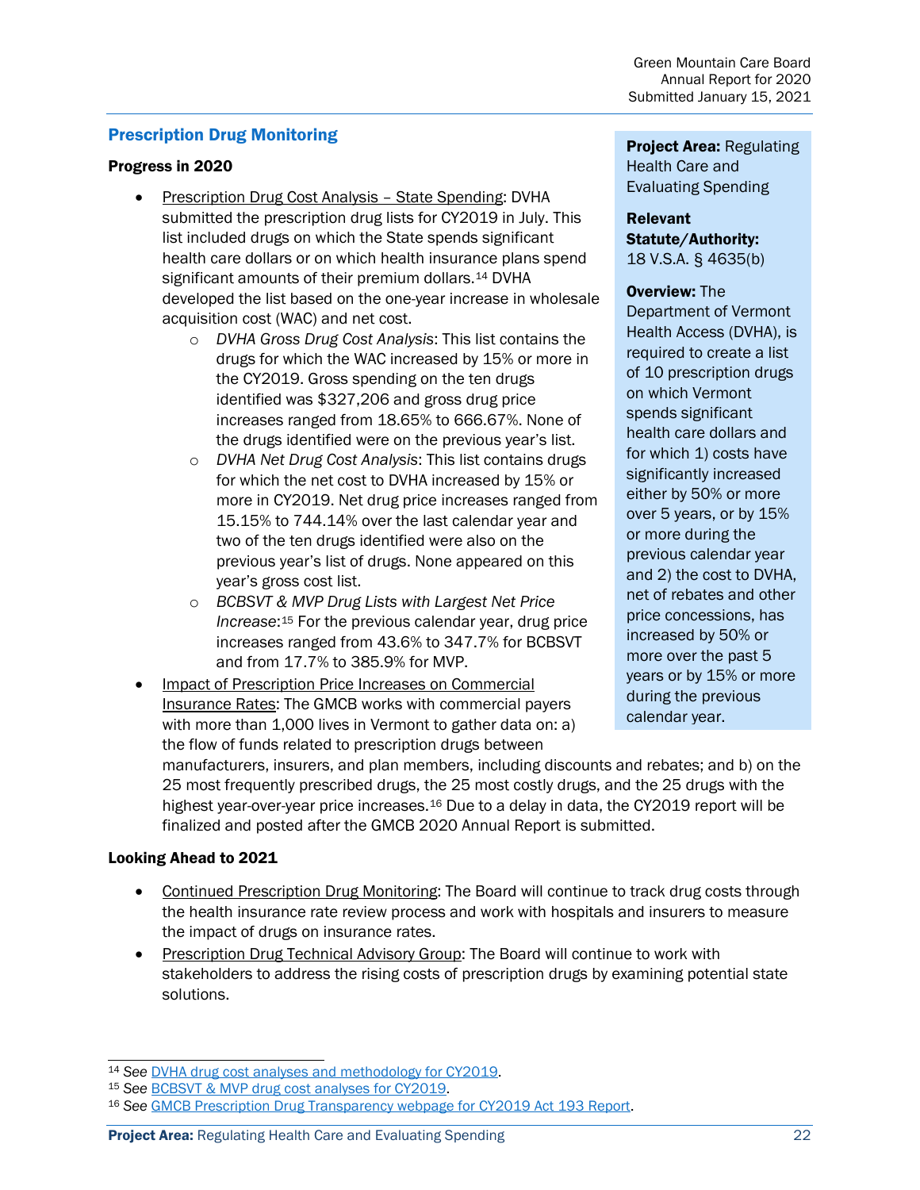## Prescription Drug Monitoring

**Project Area:** Regulating Health Care and Evaluating Spending

**Relevant Statute/Authority:** 18 V.S.A. § 4635(b)

**Overview:** The Department of Vermont Health Access (DVHA), is required to create a list of 10 prescription drugs on which Vermont spends significant health care dollars and for which 1) costs have significantly increased either by 50% or more over 5 years, or by 15% or more during the previous calendar year and 2) the cost to DVHA, net of rebates and other price concessions, has increased by 50% or more over the past 5 years or by 15% or more during the previous calendar year.

### Progress in 2020

- Prescription Drug Cost Analysis – State Spending: DVHA submitted the prescription drug lists for CY2019 in July. This list included drugs on which the State spends significant health care dollars or on which health insurance plans spend significant amounts of their premium dollars.[14] DVHA developed the list based on the one-year increase in wholesale acquisition cost (WAC) and net cost.
  - *DVHA Gross Drug Cost Analysis*: This list contains the drugs for which the WAC increased by 15% or more in the CY2019. Gross spending on the ten drugs identified was $327,206 and gross drug price increases ranged from 18.65% to 666.67%. None of the drugs identified were on the previous year's list.
  - *DVHA Net Drug Cost Analysis*: This list contains drugs for which the net cost to DVHA increased by 15% or more in CY2019. Net drug price increases ranged from 15.15% to 744.14% over the last calendar year and two of the ten drugs identified were also on the previous year's list of drugs. None appeared on this year's gross cost list.
  - *BCBSVT & MVP Drug Lists with Largest Net Price Increase*:[15] For the previous calendar year, drug price increases ranged from 43.6% to 347.7% for BCBSVT and from 17.7% to 385.9% for MVP.
- Impact of Prescription Price Increases on Commercial Insurance Rates: The GMCB works with commercial payers with more than 1,000 lives in Vermont to gather data on: a) the flow of funds related to prescription drugs between manufacturers, insurers, and plan members, including discounts and rebates; and b) on the 25 most frequently prescribed drugs, the 25 most costly drugs, and the 25 drugs with the highest year-over-year price increases.[16] Due to a delay in data, the CY2019 report will be finalized and posted after the GMCB 2020 Annual Report is submitted.

### Looking Ahead to 2021

- Continued Prescription Drug Monitoring: The Board will continue to track drug costs through the health insurance rate review process and work with hospitals and insurers to measure the impact of drugs on insurance rates.
- Prescription Drug Technical Advisory Group: The Board will continue to work with stakeholders to address the rising costs of prescription drugs by examining potential state solutions.

---

[14] *See* DVHA drug cost analyses and methodology for CY2019.

[15] *See* BCBSVT & MVP drug cost analyses for CY2019.

[16] *See* GMCB Prescription Drug Transparency webpage for CY2019 Act 193 Report.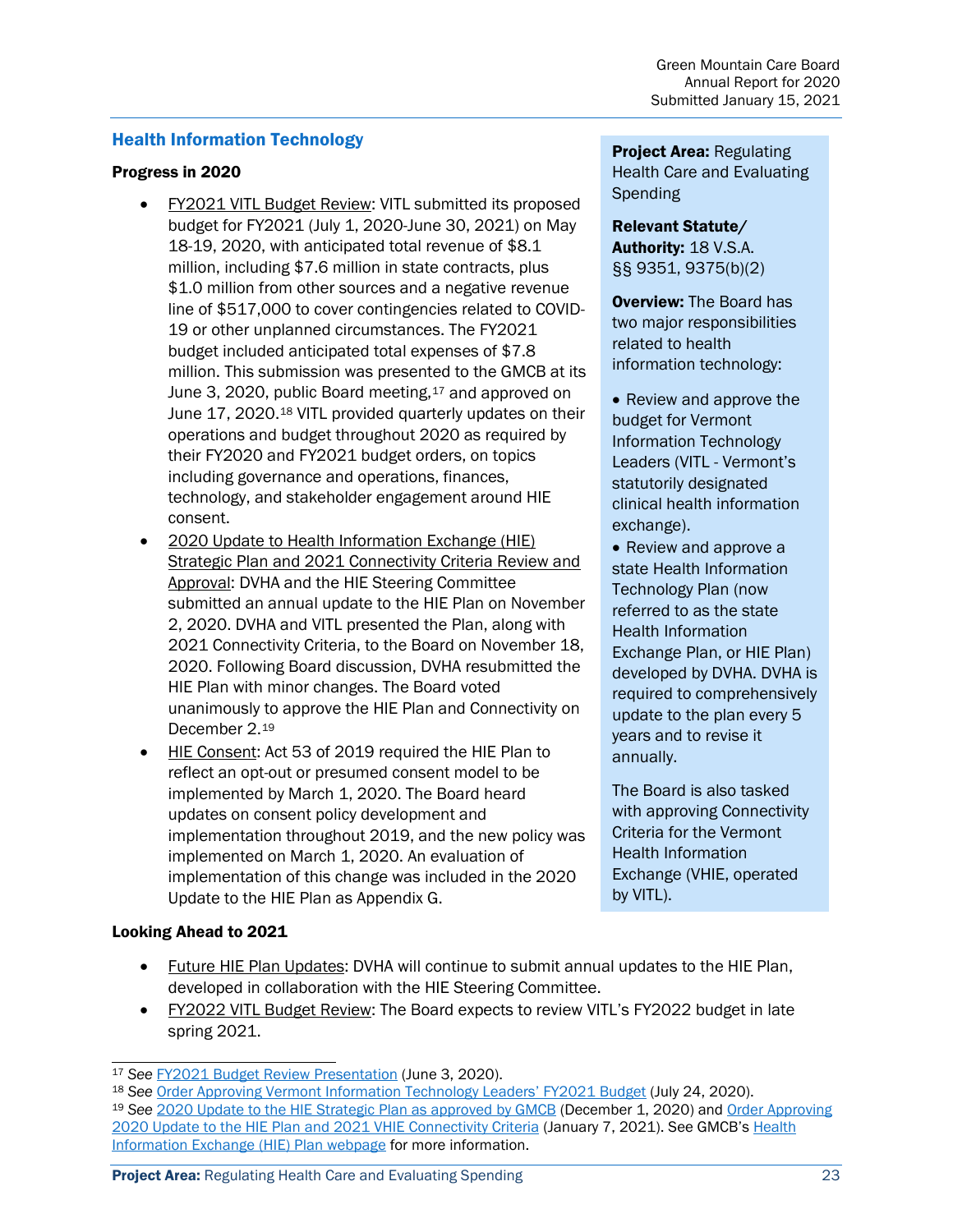## Health Information Technology

### Progress in 2020

- FY2021 VITL Budget Review: VITL submitted its proposed budget for FY2021 (July 1, 2020-June 30, 2021) on May 18-19, 2020, with anticipated total revenue of $8.1 million, including $7.6 million in state contracts, plus $1.0 million from other sources and a negative revenue line of $517,000 to cover contingencies related to COVID-19 or other unplanned circumstances. The FY2021 budget included anticipated total expenses of $7.8 million. This submission was presented to the GMCB at its June 3, 2020, public Board meeting,[17] and approved on June 17, 2020.[18] VITL provided quarterly updates on their operations and budget throughout 2020 as required by their FY2020 and FY2021 budget orders, on topics including governance and operations, finances, technology, and stakeholder engagement around HIE consent.
- 2020 Update to Health Information Exchange (HIE) Strategic Plan and 2021 Connectivity Criteria Review and Approval: DVHA and the HIE Steering Committee submitted an annual update to the HIE Plan on November 2, 2020. DVHA and VITL presented the Plan, along with 2021 Connectivity Criteria, to the Board on November 18, 2020. Following Board discussion, DVHA resubmitted the HIE Plan with minor changes. The Board voted unanimously to approve the HIE Plan and Connectivity on December 2.[19]
- HIE Consent: Act 53 of 2019 required the HIE Plan to reflect an opt-out or presumed consent model to be implemented by March 1, 2020. The Board heard updates on consent policy development and implementation throughout 2019, and the new policy was implemented on March 1, 2020. An evaluation of implementation of this change was included in the 2020 Update to the HIE Plan as Appendix G.

**Project Area:** Regulating Health Care and Evaluating Spending

**Relevant Statute/ Authority:** 18 V.S.A. §§ 9351, 9375(b)(2)

**Overview:** The Board has two major responsibilities related to health information technology:

- Review and approve the budget for Vermont Information Technology Leaders (VITL - Vermont's statutorily designated clinical health information exchange).
- Review and approve a state Health Information Technology Plan (now referred to as the state Health Information Exchange Plan, or HIE Plan) developed by DVHA. DVHA is required to comprehensively update to the plan every 5 years and to revise it annually.

The Board is also tasked with approving Connectivity Criteria for the Vermont Health Information Exchange (VHIE, operated by VITL).

### Looking Ahead to 2021

- Future HIE Plan Updates: DVHA will continue to submit annual updates to the HIE Plan, developed in collaboration with the HIE Steering Committee.
- FY2022 VITL Budget Review: The Board expects to review VITL's FY2022 budget in late spring 2021.

---

[17] *See* FY2021 Budget Review Presentation (June 3, 2020).

[18] *See* Order Approving Vermont Information Technology Leaders' FY2021 Budget (July 24, 2020).

[19] *See* 2020 Update to the HIE Strategic Plan as approved by GMCB (December 1, 2020) and Order Approving 2020 Update to the HIE Plan and 2021 VHIE Connectivity Criteria (January 7, 2021). See GMCB's Health Information Exchange (HIE) Plan webpage for more information.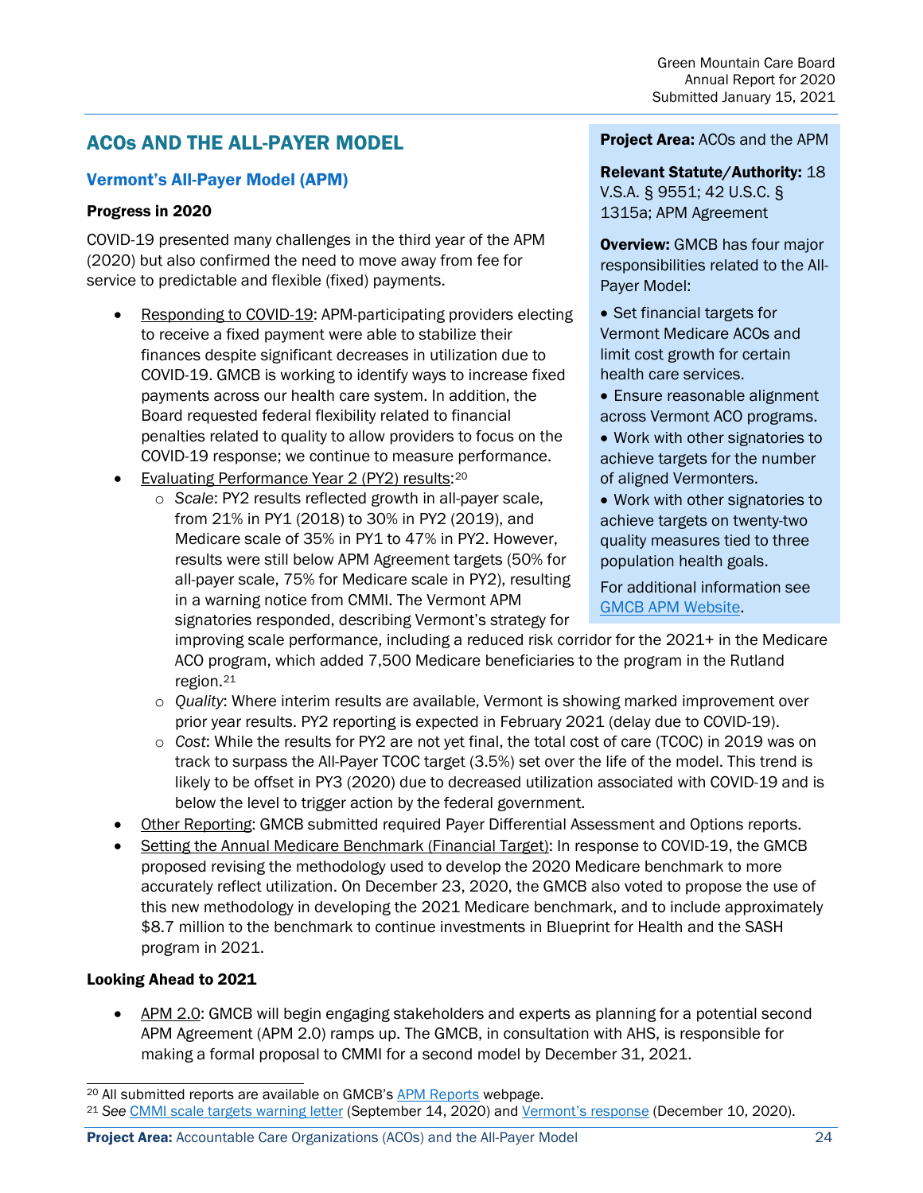# ACOs AND THE ALL-PAYER MODEL

**Project Area:** ACOs and the APM

**Relevant Statute/Authority:** 18 V.S.A. § 9551; 42 U.S.C. § 1315a; APM Agreement

**Overview:** GMCB has four major responsibilities related to the All-Payer Model:

- Set financial targets for Vermont Medicare ACOs and limit cost growth for certain health care services.
- Ensure reasonable alignment across Vermont ACO programs.
- Work with other signatories to achieve targets for the number of aligned Vermonters.
- Work with other signatories to achieve targets on twenty-two quality measures tied to three population health goals.

For additional information see GMCB APM Website.

## Vermont's All-Payer Model (APM)

### Progress in 2020

COVID-19 presented many challenges in the third year of the APM (2020) but also confirmed the need to move away from fee for service to predictable and flexible (fixed) payments.

- Responding to COVID-19: APM-participating providers electing to receive a fixed payment were able to stabilize their finances despite significant decreases in utilization due to COVID-19. GMCB is working to identify ways to increase fixed payments across our health care system. In addition, the Board requested federal flexibility related to financial penalties related to quality to allow providers to focus on the COVID-19 response; we continue to measure performance.
- Evaluating Performance Year 2 (PY2) results:[20]
  - *Scale*: PY2 results reflected growth in all-payer scale, from 21% in PY1 (2018) to 30% in PY2 (2019), and Medicare scale of 35% in PY1 to 47% in PY2. However, results were still below APM Agreement targets (50% for all-payer scale, 75% for Medicare scale in PY2), resulting in a warning notice from CMMI. The Vermont APM signatories responded, describing Vermont's strategy for improving scale performance, including a reduced risk corridor for the 2021+ in the Medicare ACO program, which added 7,500 Medicare beneficiaries to the program in the Rutland region.[21]
  - *Quality*: Where interim results are available, Vermont is showing marked improvement over prior year results. PY2 reporting is expected in February 2021 (delay due to COVID-19).
  - *Cost*: While the results for PY2 are not yet final, the total cost of care (TCOC) in 2019 was on track to surpass the All-Payer TCOC target (3.5%) set over the life of the model. This trend is likely to be offset in PY3 (2020) due to decreased utilization associated with COVID-19 and is below the level to trigger action by the federal government.
- Other Reporting: GMCB submitted required Payer Differential Assessment and Options reports.
- Setting the Annual Medicare Benchmark (Financial Target): In response to COVID-19, the GMCB proposed revising the methodology used to develop the 2020 Medicare benchmark to more accurately reflect utilization. On December 23, 2020, the GMCB also voted to propose the use of this new methodology in developing the 2021 Medicare benchmark, and to include approximately $8.7 million to the benchmark to continue investments in Blueprint for Health and the SASH program in 2021.

### Looking Ahead to 2021

- APM 2.0: GMCB will begin engaging stakeholders and experts as planning for a potential second APM Agreement (APM 2.0) ramps up. The GMCB, in consultation with AHS, is responsible for making a formal proposal to CMMI for a second model by December 31, 2021.

---

[20] All submitted reports are available on GMCB's APM Reports webpage.

[21] *See* CMMI scale targets warning letter (September 14, 2020) and Vermont's response (December 10, 2020).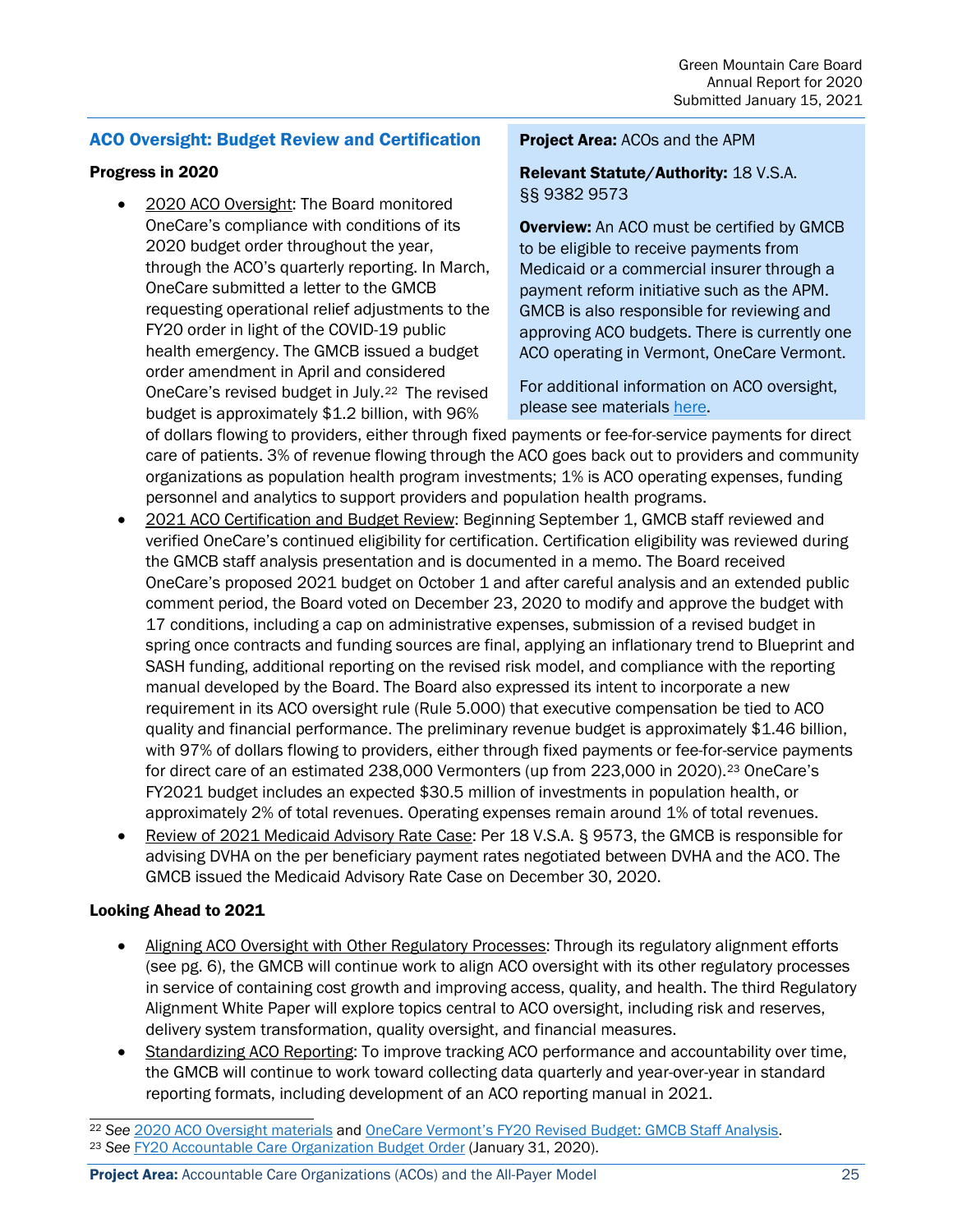## ACO Oversight: Budget Review and Certification

**Project Area:** ACOs and the APM

**Relevant Statute/Authority:** 18 V.S.A. §§ 9382 9573

**Overview:** An ACO must be certified by GMCB to be eligible to receive payments from Medicaid or a commercial insurer through a payment reform initiative such as the APM. GMCB is also responsible for reviewing and approving ACO budgets. There is currently one ACO operating in Vermont, OneCare Vermont.

For additional information on ACO oversight, please see materials here.

### Progress in 2020

- 2020 ACO Oversight: The Board monitored OneCare's compliance with conditions of its 2020 budget order throughout the year, through the ACO's quarterly reporting. In March, OneCare submitted a letter to the GMCB requesting operational relief adjustments to the FY20 order in light of the COVID-19 public health emergency. The GMCB issued a budget order amendment in April and considered OneCare's revised budget in July.[22] The revised budget is approximately $1.2 billion, with 96% of dollars flowing to providers, either through fixed payments or fee-for-service payments for direct care of patients. 3% of revenue flowing through the ACO goes back out to providers and community organizations as population health program investments; 1% is ACO operating expenses, funding personnel and analytics to support providers and population health programs.
- 2021 ACO Certification and Budget Review: Beginning September 1, GMCB staff reviewed and verified OneCare's continued eligibility for certification. Certification eligibility was reviewed during the GMCB staff analysis presentation and is documented in a memo. The Board received OneCare's proposed 2021 budget on October 1 and after careful analysis and an extended public comment period, the Board voted on December 23, 2020 to modify and approve the budget with 17 conditions, including a cap on administrative expenses, submission of a revised budget in spring once contracts and funding sources are final, applying an inflationary trend to Blueprint and SASH funding, additional reporting on the revised risk model, and compliance with the reporting manual developed by the Board. The Board also expressed its intent to incorporate a new requirement in its ACO oversight rule (Rule 5.000) that executive compensation be tied to ACO quality and financial performance. The preliminary revenue budget is approximately $1.46 billion, with 97% of dollars flowing to providers, either through fixed payments or fee-for-service payments for direct care of an estimated 238,000 Vermonters (up from 223,000 in 2020).[23] OneCare's FY2021 budget includes an expected $30.5 million of investments in population health, or approximately 2% of total revenues. Operating expenses remain around 1% of total revenues.
- Review of 2021 Medicaid Advisory Rate Case: Per 18 V.S.A. § 9573, the GMCB is responsible for advising DVHA on the per beneficiary payment rates negotiated between DVHA and the ACO. The GMCB issued the Medicaid Advisory Rate Case on December 30, 2020.

### Looking Ahead to 2021

- Aligning ACO Oversight with Other Regulatory Processes: Through its regulatory alignment efforts (see pg. 6), the GMCB will continue work to align ACO oversight with its other regulatory processes in service of containing cost growth and improving access, quality, and health. The third Regulatory Alignment White Paper will explore topics central to ACO oversight, including risk and reserves, delivery system transformation, quality oversight, and financial measures.
- Standardizing ACO Reporting: To improve tracking ACO performance and accountability over time, the GMCB will continue to work toward collecting data quarterly and year-over-year in standard reporting formats, including development of an ACO reporting manual in 2021.

---

[22] *See* 2020 ACO Oversight materials and OneCare Vermont's FY20 Revised Budget: GMCB Staff Analysis.

[23] *See* FY20 Accountable Care Organization Budget Order (January 31, 2020).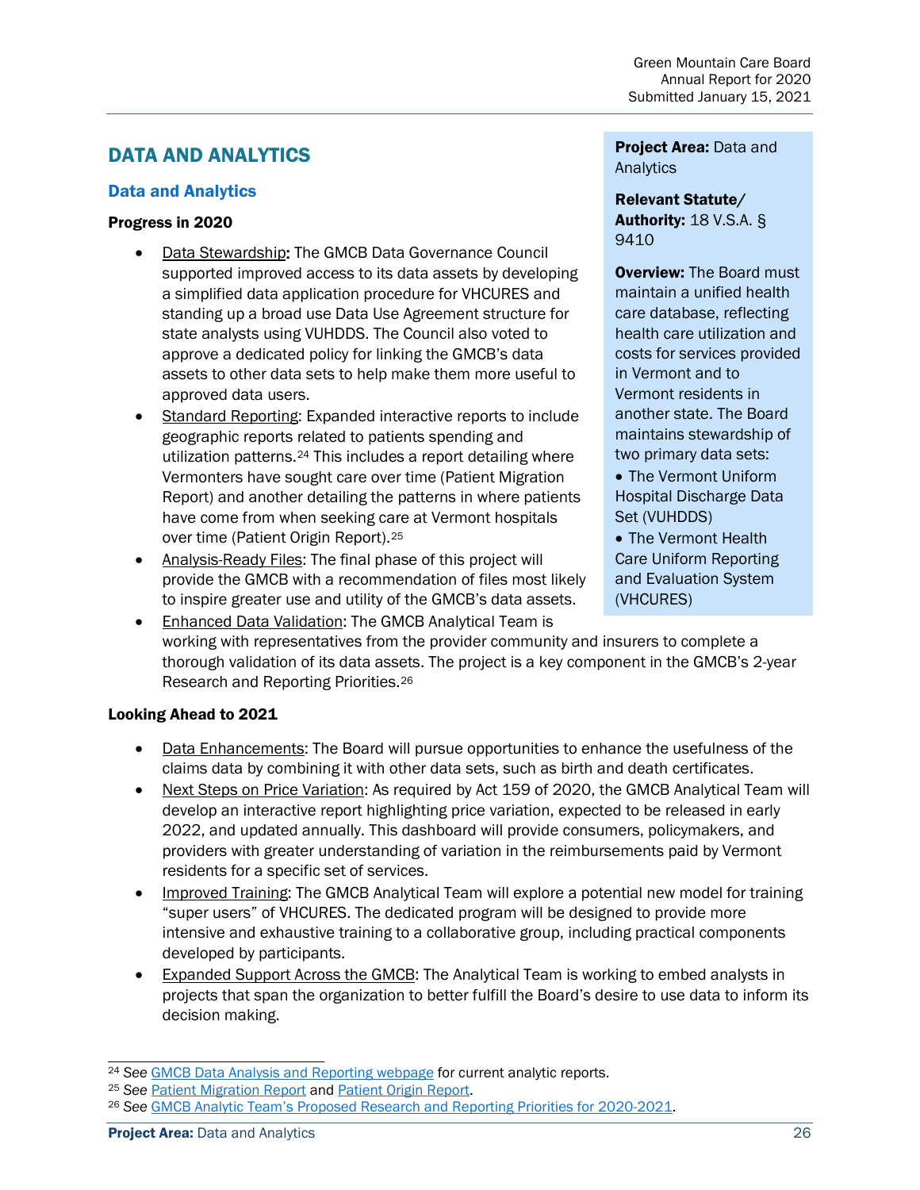## DATA AND ANALYTICS

**Project Area:** Data and Analytics

**Relevant Statute/ Authority:** 18 V.S.A. § 9410

**Overview:** The Board must maintain a unified health care database, reflecting health care utilization and costs for services provided in Vermont and to Vermont residents in another state. The Board maintains stewardship of two primary data sets:

- The Vermont Uniform Hospital Discharge Data Set (VUHDDS)
- The Vermont Health Care Uniform Reporting and Evaluation System (VHCURES)

### Data and Analytics

#### Progress in 2020

- Data Stewardship: The GMCB Data Governance Council supported improved access to its data assets by developing a simplified data application procedure for VHCURES and standing up a broad use Data Use Agreement structure for state analysts using VUHDDS. The Council also voted to approve a dedicated policy for linking the GMCB's data assets to other data sets to help make them more useful to approved data users.
- Standard Reporting: Expanded interactive reports to include geographic reports related to patients spending and utilization patterns.[24] This includes a report detailing where Vermonters have sought care over time (Patient Migration Report) and another detailing the patterns in where patients have come from when seeking care at Vermont hospitals over time (Patient Origin Report).[25]
- Analysis-Ready Files: The final phase of this project will provide the GMCB with a recommendation of files most likely to inspire greater use and utility of the GMCB's data assets.
- Enhanced Data Validation: The GMCB Analytical Team is working with representatives from the provider community and insurers to complete a thorough validation of its data assets. The project is a key component in the GMCB's 2-year Research and Reporting Priorities.[26]

#### Looking Ahead to 2021

- Data Enhancements: The Board will pursue opportunities to enhance the usefulness of the claims data by combining it with other data sets, such as birth and death certificates.
- Next Steps on Price Variation: As required by Act 159 of 2020, the GMCB Analytical Team will develop an interactive report highlighting price variation, expected to be released in early 2022, and updated annually. This dashboard will provide consumers, policymakers, and providers with greater understanding of variation in the reimbursements paid by Vermont residents for a specific set of services.
- Improved Training: The GMCB Analytical Team will explore a potential new model for training "super users" of VHCURES. The dedicated program will be designed to provide more intensive and exhaustive training to a collaborative group, including practical components developed by participants.
- Expanded Support Across the GMCB: The Analytical Team is working to embed analysts in projects that span the organization to better fulfill the Board's desire to use data to inform its decision making.

---

[24] *See* GMCB Data Analysis and Reporting webpage for current analytic reports.

[25] *See* Patient Migration Report and Patient Origin Report.

[26] *See* GMCB Analytic Team's Proposed Research and Reporting Priorities for 2020-2021.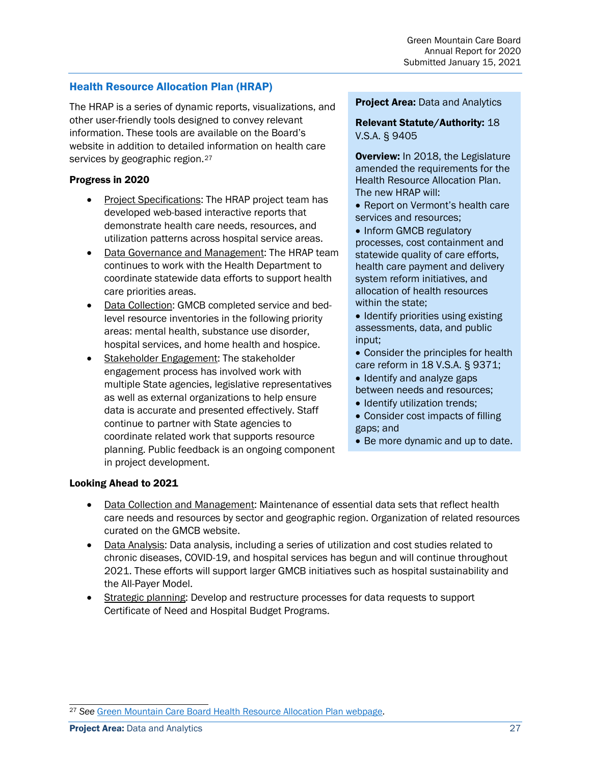## Health Resource Allocation Plan (HRAP)

The HRAP is a series of dynamic reports, visualizations, and other user-friendly tools designed to convey relevant information. These tools are available on the Board's website in addition to detailed information on health care services by geographic region.[27]

**Project Area:** Data and Analytics

**Relevant Statute/Authority:** 18 V.S.A. § 9405

**Overview:** In 2018, the Legislature amended the requirements for the Health Resource Allocation Plan. The new HRAP will:

- Report on Vermont's health care services and resources;
- Inform GMCB regulatory processes, cost containment and statewide quality of care efforts, health care payment and delivery system reform initiatives, and allocation of health resources within the state;
- Identify priorities using existing assessments, data, and public input;
- Consider the principles for health care reform in 18 V.S.A. § 9371;
- Identify and analyze gaps between needs and resources;
- Identify utilization trends;
- Consider cost impacts of filling gaps; and
- Be more dynamic and up to date.

### Progress in 2020

- Project Specifications: The HRAP project team has developed web-based interactive reports that demonstrate health care needs, resources, and utilization patterns across hospital service areas.
- Data Governance and Management: The HRAP team continues to work with the Health Department to coordinate statewide data efforts to support health care priorities areas.
- Data Collection: GMCB completed service and bed-level resource inventories in the following priority areas: mental health, substance use disorder, hospital services, and home health and hospice.
- Stakeholder Engagement: The stakeholder engagement process has involved work with multiple State agencies, legislative representatives as well as external organizations to help ensure data is accurate and presented effectively. Staff continue to partner with State agencies to coordinate related work that supports resource planning. Public feedback is an ongoing component in project development.

### Looking Ahead to 2021

- Data Collection and Management: Maintenance of essential data sets that reflect health care needs and resources by sector and geographic region. Organization of related resources curated on the GMCB website.
- Data Analysis: Data analysis, including a series of utilization and cost studies related to chronic diseases, COVID-19, and hospital services has begun and will continue throughout 2021. These efforts will support larger GMCB initiatives such as hospital sustainability and the All-Payer Model.
- Strategic planning: Develop and restructure processes for data requests to support Certificate of Need and Hospital Budget Programs.

---

[27] *See* Green Mountain Care Board Health Resource Allocation Plan webpage.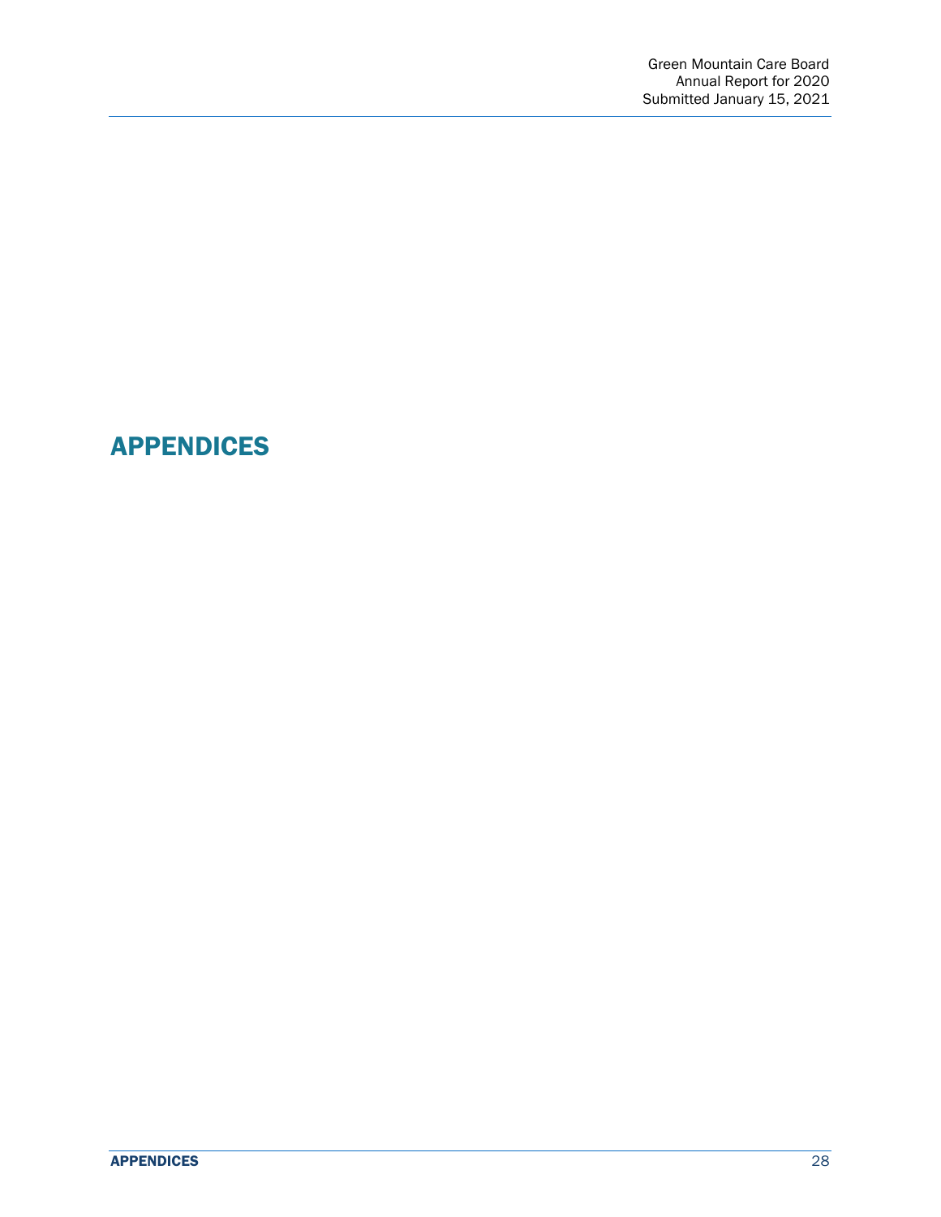# APPENDICES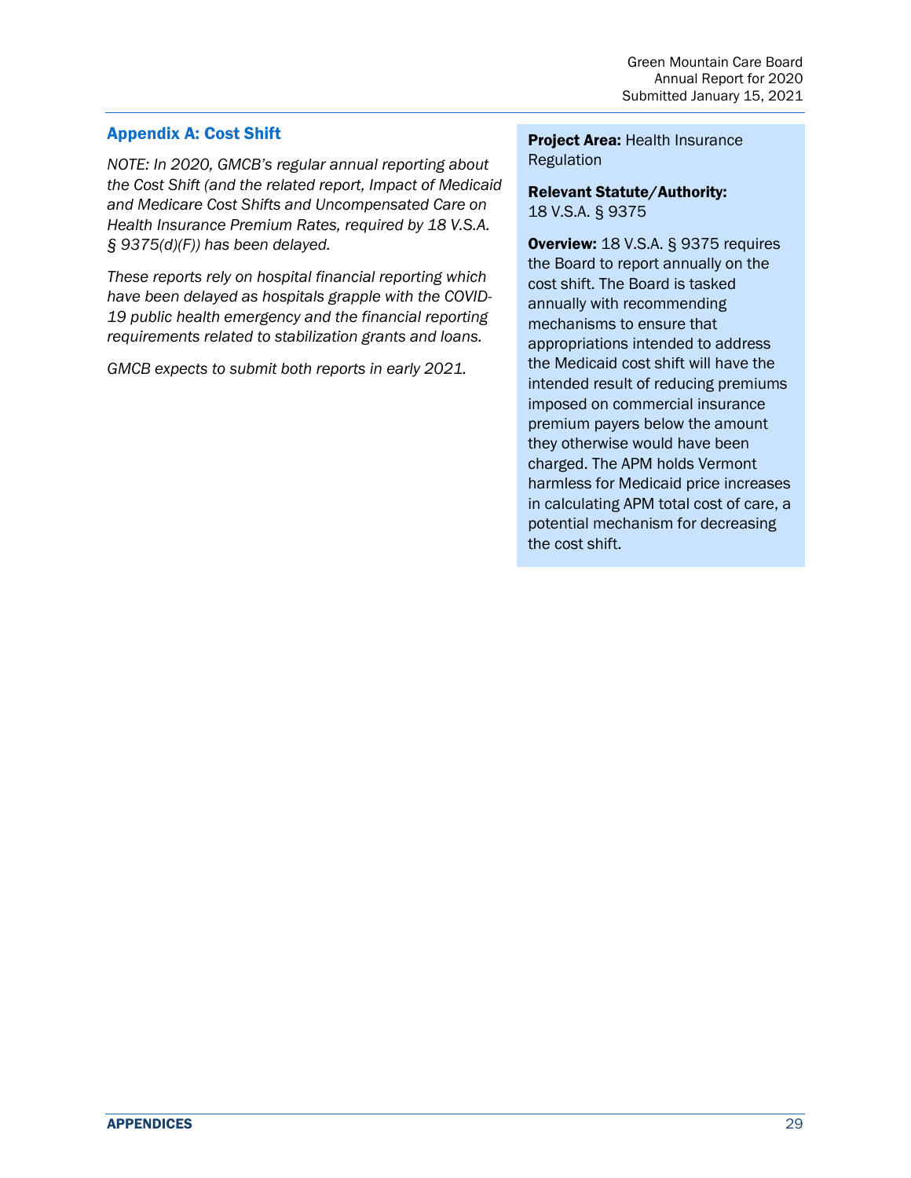## Appendix A: Cost Shift

*NOTE: In 2020, GMCB's regular annual reporting about the Cost Shift (and the related report, Impact of Medicaid and Medicare Cost Shifts and Uncompensated Care on Health Insurance Premium Rates, required by 18 V.S.A. § 9375(d)(F)) has been delayed.*

*These reports rely on hospital financial reporting which have been delayed as hospitals grapple with the COVID-19 public health emergency and the financial reporting requirements related to stabilization grants and loans.*

*GMCB expects to submit both reports in early 2021.*

**Project Area:** Health Insurance Regulation

**Relevant Statute/Authority:** 18 V.S.A. § 9375

**Overview:** 18 V.S.A. § 9375 requires the Board to report annually on the cost shift. The Board is tasked annually with recommending mechanisms to ensure that appropriations intended to address the Medicaid cost shift will have the intended result of reducing premiums imposed on commercial insurance premium payers below the amount they otherwise would have been charged. The APM holds Vermont harmless for Medicaid price increases in calculating APM total cost of care, a potential mechanism for decreasing the cost shift.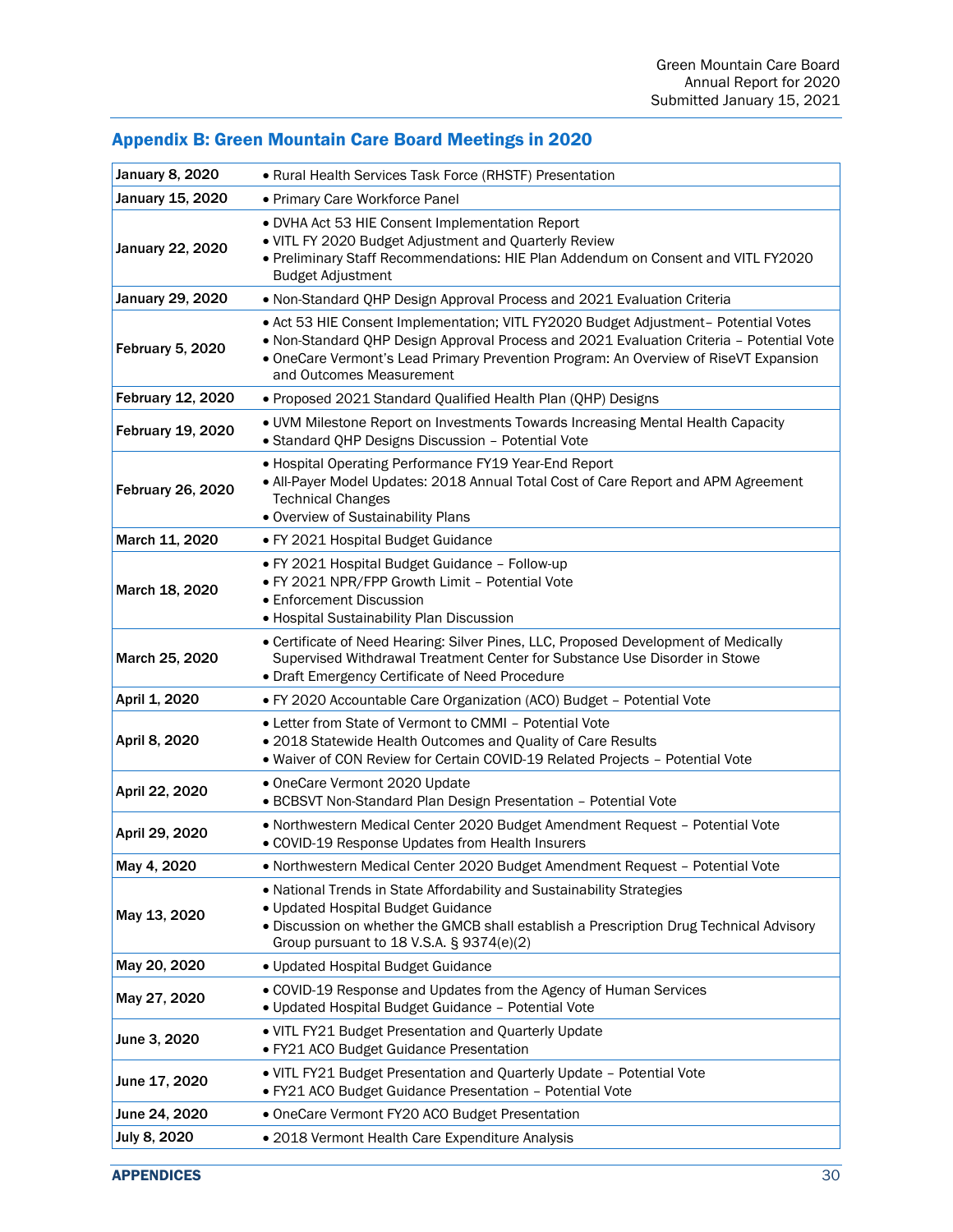## Appendix B: Green Mountain Care Board Meetings in 2020

| Date | Topics |
|---|---|
| **January 8, 2020** | • Rural Health Services Task Force (RHSTF) Presentation |
| **January 15, 2020** | • Primary Care Workforce Panel |
| **January 22, 2020** | • DVHA Act 53 HIE Consent Implementation Report<br>• VITL FY 2020 Budget Adjustment and Quarterly Review<br>• Preliminary Staff Recommendations: HIE Plan Addendum on Consent and VITL FY2020 Budget Adjustment |
| **January 29, 2020** | • Non-Standard QHP Design Approval Process and 2021 Evaluation Criteria |
| **February 5, 2020** | • Act 53 HIE Consent Implementation; VITL FY2020 Budget Adjustment– Potential Votes<br>• Non-Standard QHP Design Approval Process and 2021 Evaluation Criteria – Potential Vote<br>• OneCare Vermont's Lead Primary Prevention Program: An Overview of RiseVT Expansion and Outcomes Measurement |
| **February 12, 2020** | • Proposed 2021 Standard Qualified Health Plan (QHP) Designs |
| **February 19, 2020** | • UVM Milestone Report on Investments Towards Increasing Mental Health Capacity<br>• Standard QHP Designs Discussion – Potential Vote |
| **February 26, 2020** | • Hospital Operating Performance FY19 Year-End Report<br>• All-Payer Model Updates: 2018 Annual Total Cost of Care Report and APM Agreement Technical Changes<br>• Overview of Sustainability Plans |
| **March 11, 2020** | • FY 2021 Hospital Budget Guidance |
| **March 18, 2020** | • FY 2021 Hospital Budget Guidance – Follow-up<br>• FY 2021 NPR/FPP Growth Limit – Potential Vote<br>• Enforcement Discussion<br>• Hospital Sustainability Plan Discussion |
| **March 25, 2020** | • Certificate of Need Hearing: Silver Pines, LLC, Proposed Development of Medically Supervised Withdrawal Treatment Center for Substance Use Disorder in Stowe<br>• Draft Emergency Certificate of Need Procedure |
| **April 1, 2020** | • FY 2020 Accountable Care Organization (ACO) Budget – Potential Vote |
| **April 8, 2020** | • Letter from State of Vermont to CMMI – Potential Vote<br>• 2018 Statewide Health Outcomes and Quality of Care Results<br>• Waiver of CON Review for Certain COVID-19 Related Projects – Potential Vote |
| **April 22, 2020** | • OneCare Vermont 2020 Update<br>• BCBSVT Non-Standard Plan Design Presentation – Potential Vote |
| **April 29, 2020** | • Northwestern Medical Center 2020 Budget Amendment Request – Potential Vote<br>• COVID-19 Response Updates from Health Insurers |
| **May 4, 2020** | • Northwestern Medical Center 2020 Budget Amendment Request – Potential Vote |
| **May 13, 2020** | • National Trends in State Affordability and Sustainability Strategies<br>• Updated Hospital Budget Guidance<br>• Discussion on whether the GMCB shall establish a Prescription Drug Technical Advisory Group pursuant to 18 V.S.A. § 9374(e)(2) |
| **May 20, 2020** | • Updated Hospital Budget Guidance |
| **May 27, 2020** | • COVID-19 Response and Updates from the Agency of Human Services<br>• Updated Hospital Budget Guidance – Potential Vote |
| **June 3, 2020** | • VITL FY21 Budget Presentation and Quarterly Update<br>• FY21 ACO Budget Guidance Presentation |
| **June 17, 2020** | • VITL FY21 Budget Presentation and Quarterly Update – Potential Vote<br>• FY21 ACO Budget Guidance Presentation – Potential Vote |
| **June 24, 2020** | • OneCare Vermont FY20 ACO Budget Presentation |
| **July 8, 2020** | • 2018 Vermont Health Care Expenditure Analysis |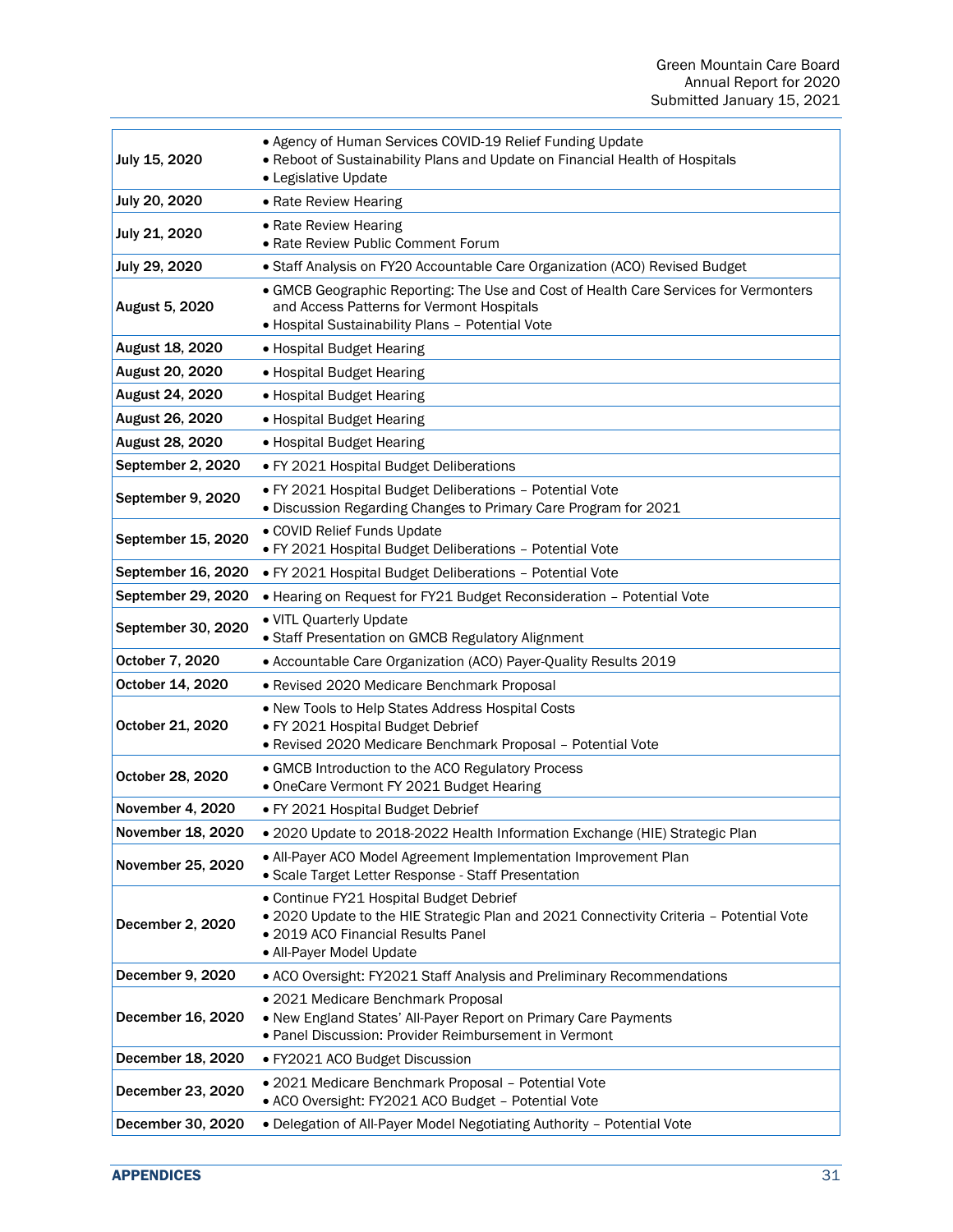| | |
|---|---|
| **July 15, 2020** | • Agency of Human Services COVID-19 Relief Funding Update<br>• Reboot of Sustainability Plans and Update on Financial Health of Hospitals<br>• Legislative Update |
| **July 20, 2020** | • Rate Review Hearing |
| **July 21, 2020** | • Rate Review Hearing<br>• Rate Review Public Comment Forum |
| **July 29, 2020** | • Staff Analysis on FY20 Accountable Care Organization (ACO) Revised Budget |
| **August 5, 2020** | • GMCB Geographic Reporting: The Use and Cost of Health Care Services for Vermonters and Access Patterns for Vermont Hospitals<br>• Hospital Sustainability Plans – Potential Vote |
| **August 18, 2020** | • Hospital Budget Hearing |
| **August 20, 2020** | • Hospital Budget Hearing |
| **August 24, 2020** | • Hospital Budget Hearing |
| **August 26, 2020** | • Hospital Budget Hearing |
| **August 28, 2020** | • Hospital Budget Hearing |
| **September 2, 2020** | • FY 2021 Hospital Budget Deliberations |
| **September 9, 2020** | • FY 2021 Hospital Budget Deliberations – Potential Vote<br>• Discussion Regarding Changes to Primary Care Program for 2021 |
| **September 15, 2020** | • COVID Relief Funds Update<br>• FY 2021 Hospital Budget Deliberations – Potential Vote |
| **September 16, 2020** | • FY 2021 Hospital Budget Deliberations – Potential Vote |
| **September 29, 2020** | • Hearing on Request for FY21 Budget Reconsideration – Potential Vote |
| **September 30, 2020** | • VITL Quarterly Update<br>• Staff Presentation on GMCB Regulatory Alignment |
| **October 7, 2020** | • Accountable Care Organization (ACO) Payer-Quality Results 2019 |
| **October 14, 2020** | • Revised 2020 Medicare Benchmark Proposal |
| **October 21, 2020** | • New Tools to Help States Address Hospital Costs<br>• FY 2021 Hospital Budget Debrief<br>• Revised 2020 Medicare Benchmark Proposal – Potential Vote |
| **October 28, 2020** | • GMCB Introduction to the ACO Regulatory Process<br>• OneCare Vermont FY 2021 Budget Hearing |
| **November 4, 2020** | • FY 2021 Hospital Budget Debrief |
| **November 18, 2020** | • 2020 Update to 2018-2022 Health Information Exchange (HIE) Strategic Plan |
| **November 25, 2020** | • All-Payer ACO Model Agreement Implementation Improvement Plan<br>• Scale Target Letter Response - Staff Presentation |
| **December 2, 2020** | • Continue FY21 Hospital Budget Debrief<br>• 2020 Update to the HIE Strategic Plan and 2021 Connectivity Criteria – Potential Vote<br>• 2019 ACO Financial Results Panel<br>• All-Payer Model Update |
| **December 9, 2020** | • ACO Oversight: FY2021 Staff Analysis and Preliminary Recommendations |
| **December 16, 2020** | • 2021 Medicare Benchmark Proposal<br>• New England States' All-Payer Report on Primary Care Payments<br>• Panel Discussion: Provider Reimbursement in Vermont |
| **December 18, 2020** | • FY2021 ACO Budget Discussion |
| **December 23, 2020** | • 2021 Medicare Benchmark Proposal – Potential Vote<br>• ACO Oversight: FY2021 ACO Budget – Potential Vote |
| **December 30, 2020** | • Delegation of All-Payer Model Negotiating Authority – Potential Vote |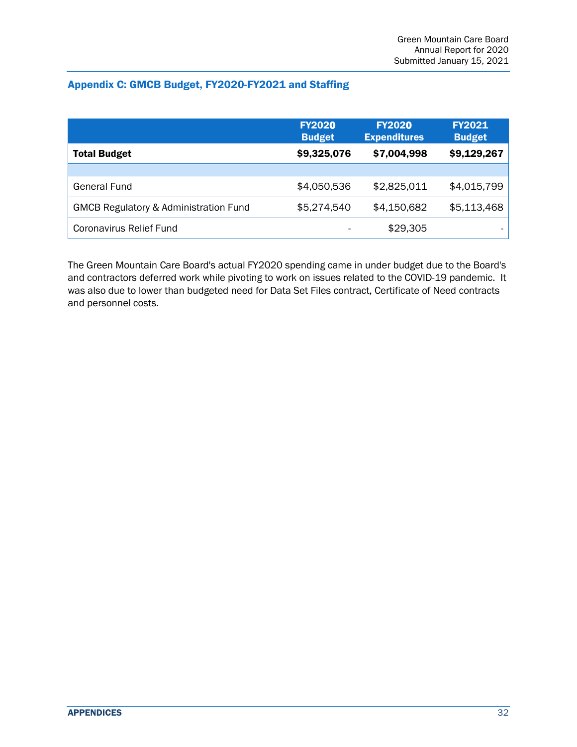## Appendix C: GMCB Budget, FY2020-FY2021 and Staffing

| | FY2020 Budget | FY2020 Expenditures | FY2021 Budget |
|---|---|---|---|
| **Total Budget** | **$9,325,076** | **$7,004,998** | **$9,129,267** |
| | | | |
| General Fund | $4,050,536 | $2,825,011 | $4,015,799 |
| GMCB Regulatory & Administration Fund | $5,274,540 | $4,150,682 | $5,113,468 |
| Coronavirus Relief Fund | - | $29,305 | - |

The Green Mountain Care Board's actual FY2020 spending came in under budget due to the Board's and contractors deferred work while pivoting to work on issues related to the COVID-19 pandemic. It was also due to lower than budgeted need for Data Set Files contract, Certificate of Need contracts and personnel costs.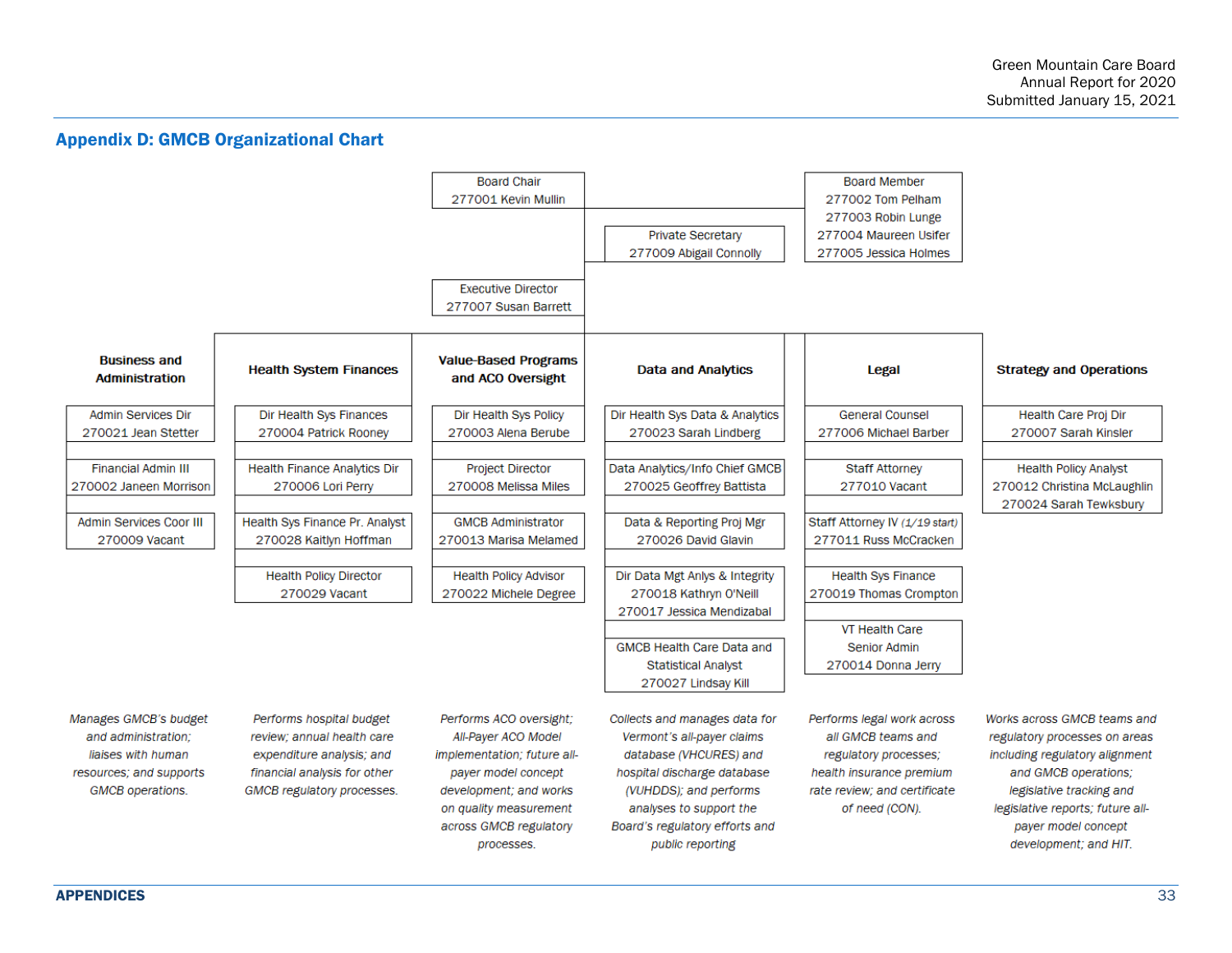## Appendix D: GMCB Organizational Chart

**Board Chair**
277001 Kevin Mullin

**Board Member**
277002 Tom Pelham
277003 Robin Lunge
277004 Maureen Usifer
277005 Jessica Holmes

**Private Secretary**
277009 Abigail Connolly

**Executive Director**
277007 Susan Barrett

| Business and Administration | Health System Finances | Value-Based Programs and ACO Oversight | Data and Analytics | Legal | Strategy and Operations |
|---|---|---|---|---|---|
| Admin Services Dir 270021 Jean Stetter | Dir Health Sys Finances 270004 Patrick Rooney | Dir Health Sys Policy 270003 Alena Berube | Dir Health Sys Data & Analytics 270023 Sarah Lindberg | General Counsel 277006 Michael Barber | Health Care Proj Dir 270007 Sarah Kinsler |
| Financial Admin III 270002 Janeen Morrison | Health Finance Analytics Dir 270006 Lori Perry | Project Director 270008 Melissa Miles | Data Analytics/Info Chief GMCB 270025 Geoffrey Battista | Staff Attorney 277010 Vacant | Health Policy Analyst 270012 Christina McLaughlin 270024 Sarah Tewksbury |
| Admin Services Coor III 270009 Vacant | Health Sys Finance Pr. Analyst 270028 Kaitlyn Hoffman | GMCB Administrator 270013 Marisa Melamed | Data & Reporting Proj Mgr 270026 David Glavin | Staff Attorney IV *(1/19 start)* 277011 Russ McCracken | |
| | Health Policy Director 270029 Vacant | Health Policy Advisor 270022 Michele Degree | Dir Data Mgt Anlys & Integrity 270018 Kathryn O'Neill 270017 Jessica Mendizabal | Health Sys Finance 270019 Thomas Crompton | |
| | | | GMCB Health Care Data and Statistical Analyst 270027 Lindsay Kill | VT Health Care Senior Admin 270014 Donna Jerry | |
| *Manages GMCB's budget and administration; liaises with human resources; and supports GMCB operations.* | *Performs hospital budget review; annual health care expenditure analysis; and financial analysis for other GMCB regulatory processes.* | *Performs ACO oversight; All-Payer ACO Model implementation; future all-payer model concept development; and works on quality measurement across GMCB regulatory processes.* | *Collects and manages data for Vermont's all-payer claims database (VHCURES) and hospital discharge database (VUHDDS); and performs analyses to support the Board's regulatory efforts and public reporting* | *Performs legal work across all GMCB teams and regulatory processes; health insurance premium rate review; and certificate of need (CON).* | *Works across GMCB teams and regulatory processes on areas including regulatory alignment and GMCB operations; legislative tracking and legislative reports; future all-payer model concept development; and HIT.* |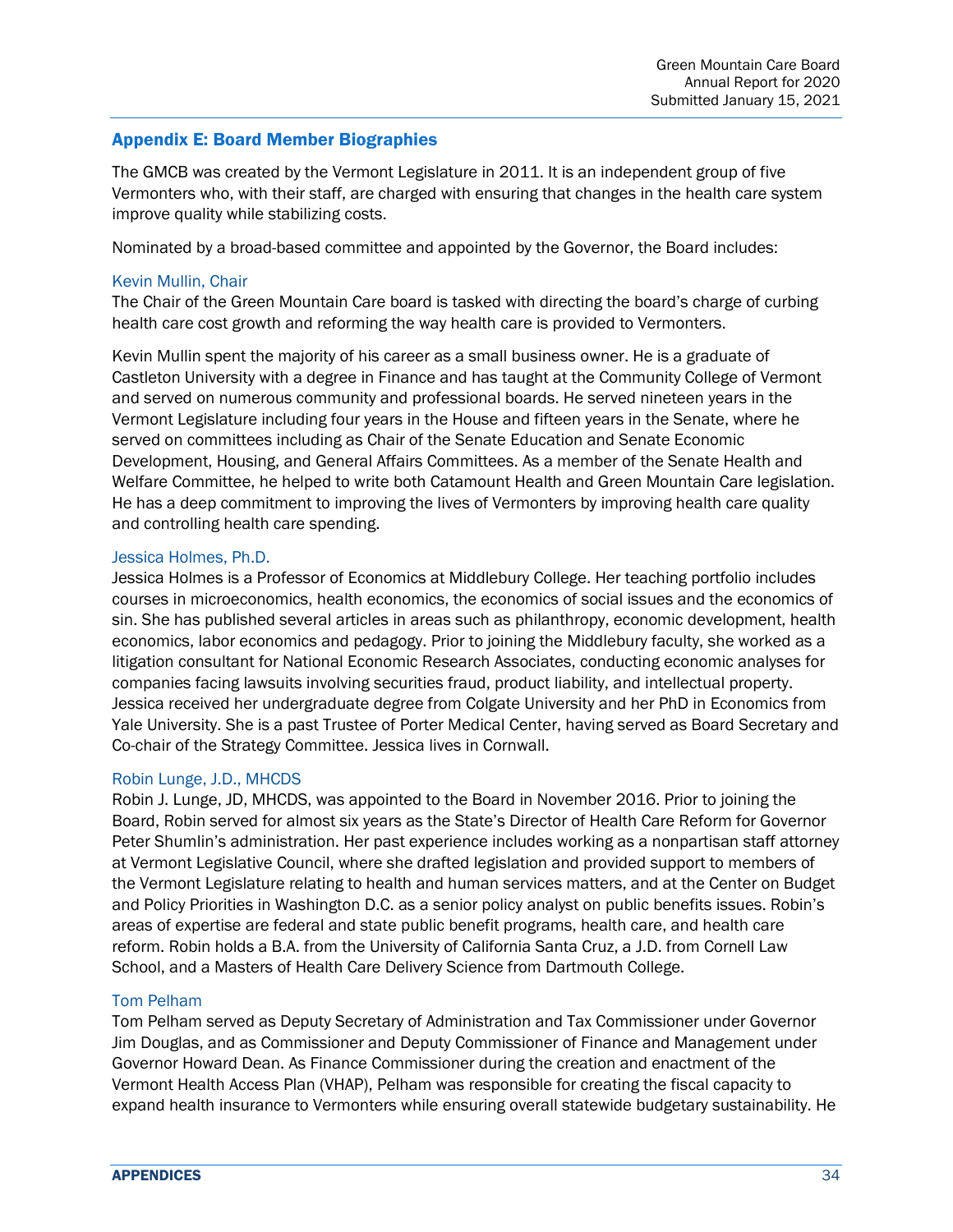## Appendix E: Board Member Biographies

The GMCB was created by the Vermont Legislature in 2011. It is an independent group of five Vermonters who, with their staff, are charged with ensuring that changes in the health care system improve quality while stabilizing costs.

Nominated by a broad-based committee and appointed by the Governor, the Board includes:

### Kevin Mullin, Chair

The Chair of the Green Mountain Care board is tasked with directing the board's charge of curbing health care cost growth and reforming the way health care is provided to Vermonters.

Kevin Mullin spent the majority of his career as a small business owner. He is a graduate of Castleton University with a degree in Finance and has taught at the Community College of Vermont and served on numerous community and professional boards. He served nineteen years in the Vermont Legislature including four years in the House and fifteen years in the Senate, where he served on committees including as Chair of the Senate Education and Senate Economic Development, Housing, and General Affairs Committees. As a member of the Senate Health and Welfare Committee, he helped to write both Catamount Health and Green Mountain Care legislation. He has a deep commitment to improving the lives of Vermonters by improving health care quality and controlling health care spending.

### Jessica Holmes, Ph.D.

Jessica Holmes is a Professor of Economics at Middlebury College. Her teaching portfolio includes courses in microeconomics, health economics, the economics of social issues and the economics of sin. She has published several articles in areas such as philanthropy, economic development, health economics, labor economics and pedagogy. Prior to joining the Middlebury faculty, she worked as a litigation consultant for National Economic Research Associates, conducting economic analyses for companies facing lawsuits involving securities fraud, product liability, and intellectual property. Jessica received her undergraduate degree from Colgate University and her PhD in Economics from Yale University. She is a past Trustee of Porter Medical Center, having served as Board Secretary and Co-chair of the Strategy Committee. Jessica lives in Cornwall.

### Robin Lunge, J.D., MHCDS

Robin J. Lunge, JD, MHCDS, was appointed to the Board in November 2016. Prior to joining the Board, Robin served for almost six years as the State's Director of Health Care Reform for Governor Peter Shumlin's administration. Her past experience includes working as a nonpartisan staff attorney at Vermont Legislative Council, where she drafted legislation and provided support to members of the Vermont Legislature relating to health and human services matters, and at the Center on Budget and Policy Priorities in Washington D.C. as a senior policy analyst on public benefits issues. Robin's areas of expertise are federal and state public benefit programs, health care, and health care reform. Robin holds a B.A. from the University of California Santa Cruz, a J.D. from Cornell Law School, and a Masters of Health Care Delivery Science from Dartmouth College.

### Tom Pelham

Tom Pelham served as Deputy Secretary of Administration and Tax Commissioner under Governor Jim Douglas, and as Commissioner and Deputy Commissioner of Finance and Management under Governor Howard Dean. As Finance Commissioner during the creation and enactment of the Vermont Health Access Plan (VHAP), Pelham was responsible for creating the fiscal capacity to expand health insurance to Vermonters while ensuring overall statewide budgetary sustainability. He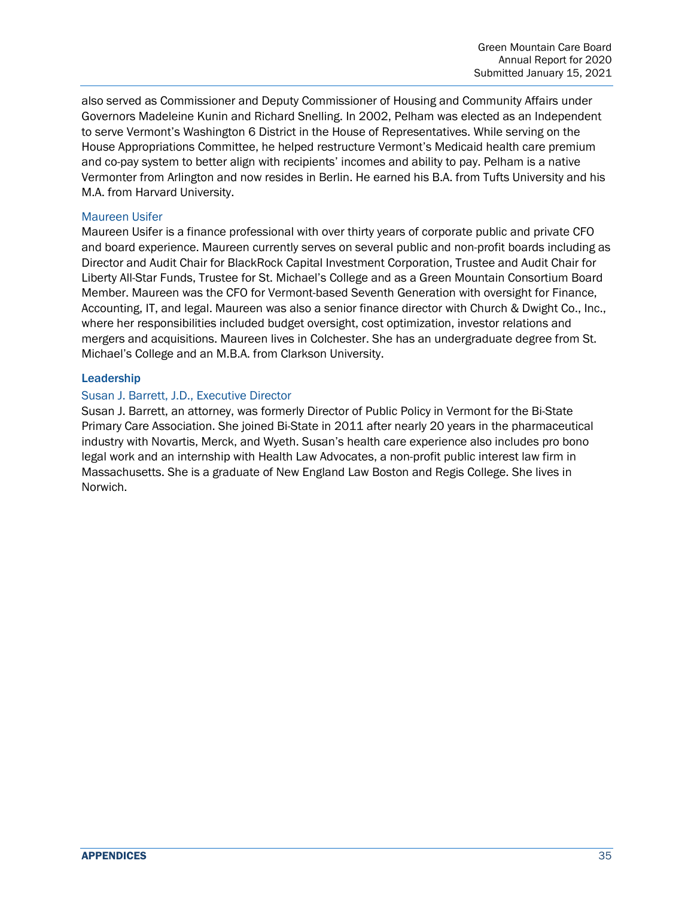also served as Commissioner and Deputy Commissioner of Housing and Community Affairs under Governors Madeleine Kunin and Richard Snelling. In 2002, Pelham was elected as an Independent to serve Vermont's Washington 6 District in the House of Representatives. While serving on the House Appropriations Committee, he helped restructure Vermont's Medicaid health care premium and co-pay system to better align with recipients' incomes and ability to pay. Pelham is a native Vermonter from Arlington and now resides in Berlin. He earned his B.A. from Tufts University and his M.A. from Harvard University.

### Maureen Usifer

Maureen Usifer is a finance professional with over thirty years of corporate public and private CFO and board experience. Maureen currently serves on several public and non-profit boards including as Director and Audit Chair for BlackRock Capital Investment Corporation, Trustee and Audit Chair for Liberty All-Star Funds, Trustee for St. Michael's College and as a Green Mountain Consortium Board Member. Maureen was the CFO for Vermont-based Seventh Generation with oversight for Finance, Accounting, IT, and legal. Maureen was also a senior finance director with Church & Dwight Co., Inc., where her responsibilities included budget oversight, cost optimization, investor relations and mergers and acquisitions. Maureen lives in Colchester. She has an undergraduate degree from St. Michael's College and an M.B.A. from Clarkson University.

## Leadership

### Susan J. Barrett, J.D., Executive Director

Susan J. Barrett, an attorney, was formerly Director of Public Policy in Vermont for the Bi-State Primary Care Association. She joined Bi-State in 2011 after nearly 20 years in the pharmaceutical industry with Novartis, Merck, and Wyeth. Susan's health care experience also includes pro bono legal work and an internship with Health Law Advocates, a non-profit public interest law firm in Massachusetts. She is a graduate of New England Law Boston and Regis College. She lives in Norwich.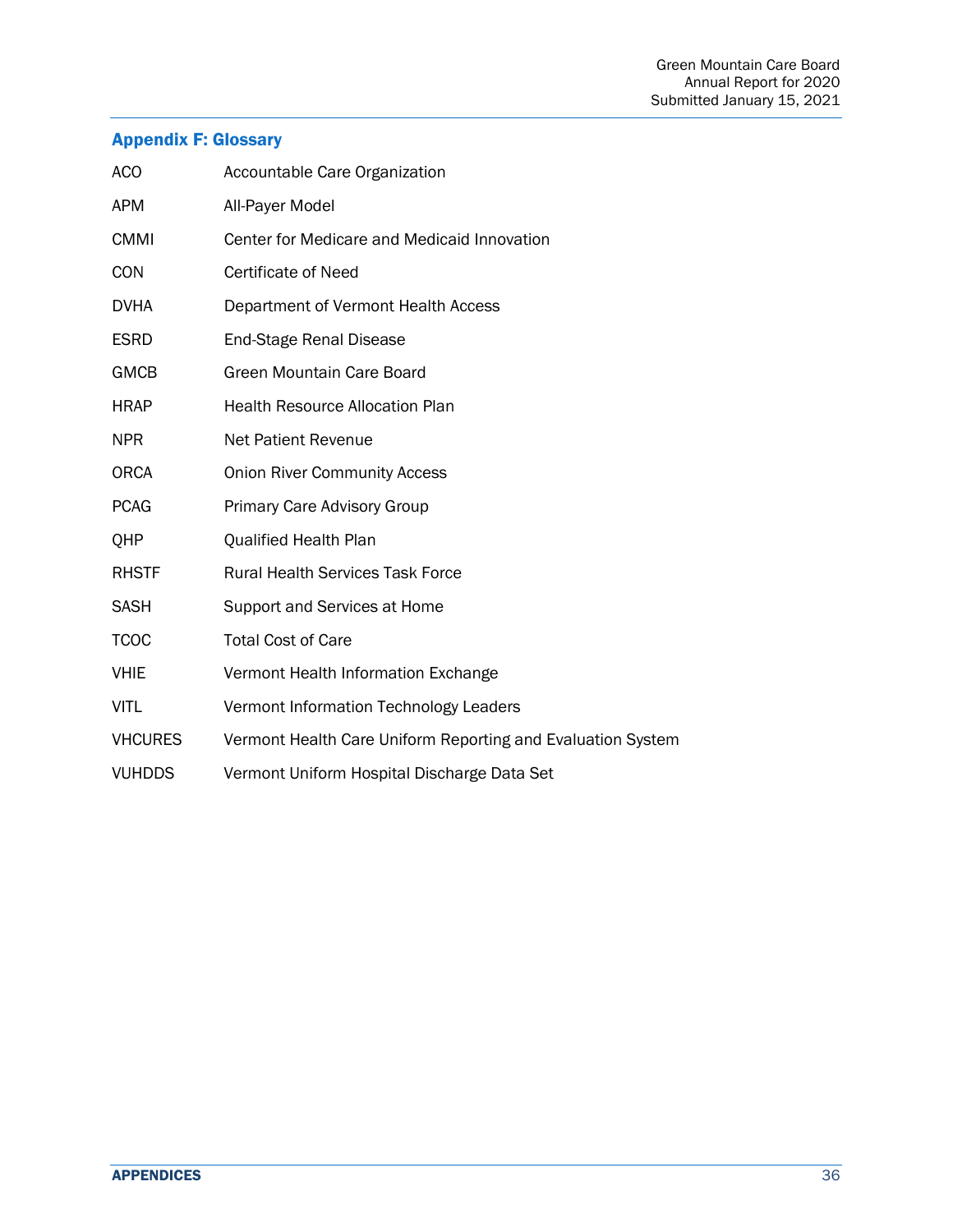## Appendix F: Glossary

| | |
|---|---|
| ACO | Accountable Care Organization |
| APM | All-Payer Model |
| CMMI | Center for Medicare and Medicaid Innovation |
| CON | Certificate of Need |
| DVHA | Department of Vermont Health Access |
| ESRD | End-Stage Renal Disease |
| GMCB | Green Mountain Care Board |
| HRAP | Health Resource Allocation Plan |
| NPR | Net Patient Revenue |
| ORCA | Onion River Community Access |
| PCAG | Primary Care Advisory Group |
| QHP | Qualified Health Plan |
| RHSTF | Rural Health Services Task Force |
| SASH | Support and Services at Home |
| TCOC | Total Cost of Care |
| VHIE | Vermont Health Information Exchange |
| VITL | Vermont Information Technology Leaders |
| VHCURES | Vermont Health Care Uniform Reporting and Evaluation System |
| VUHDDS | Vermont Uniform Hospital Discharge Data Set |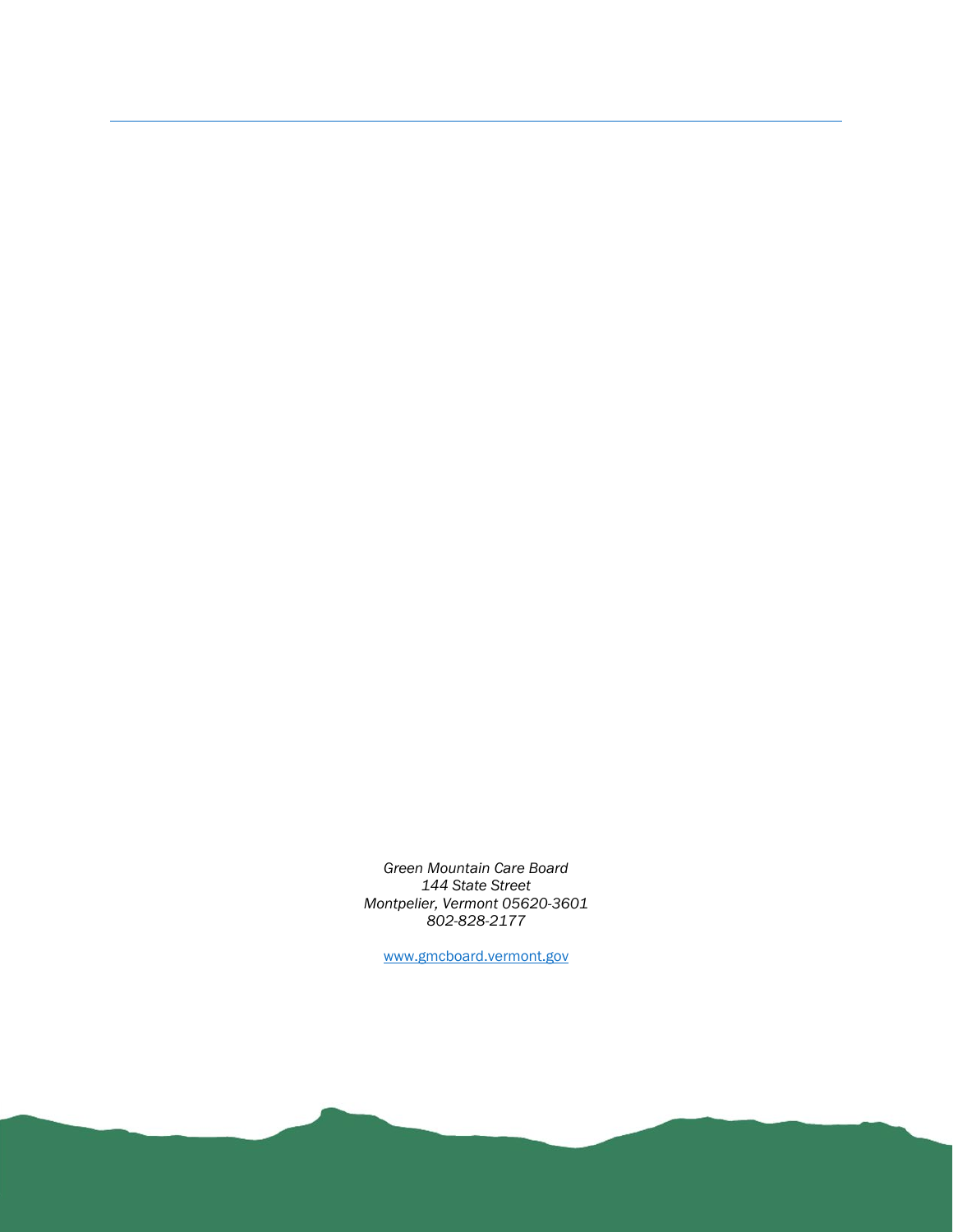*Green Mountain Care Board*
*144 State Street*
*Montpelier, Vermont 05620-3601*
*802-828-2177*

[www.gmcboard.vermont.gov](http://www.gmcboard.vermont.gov)